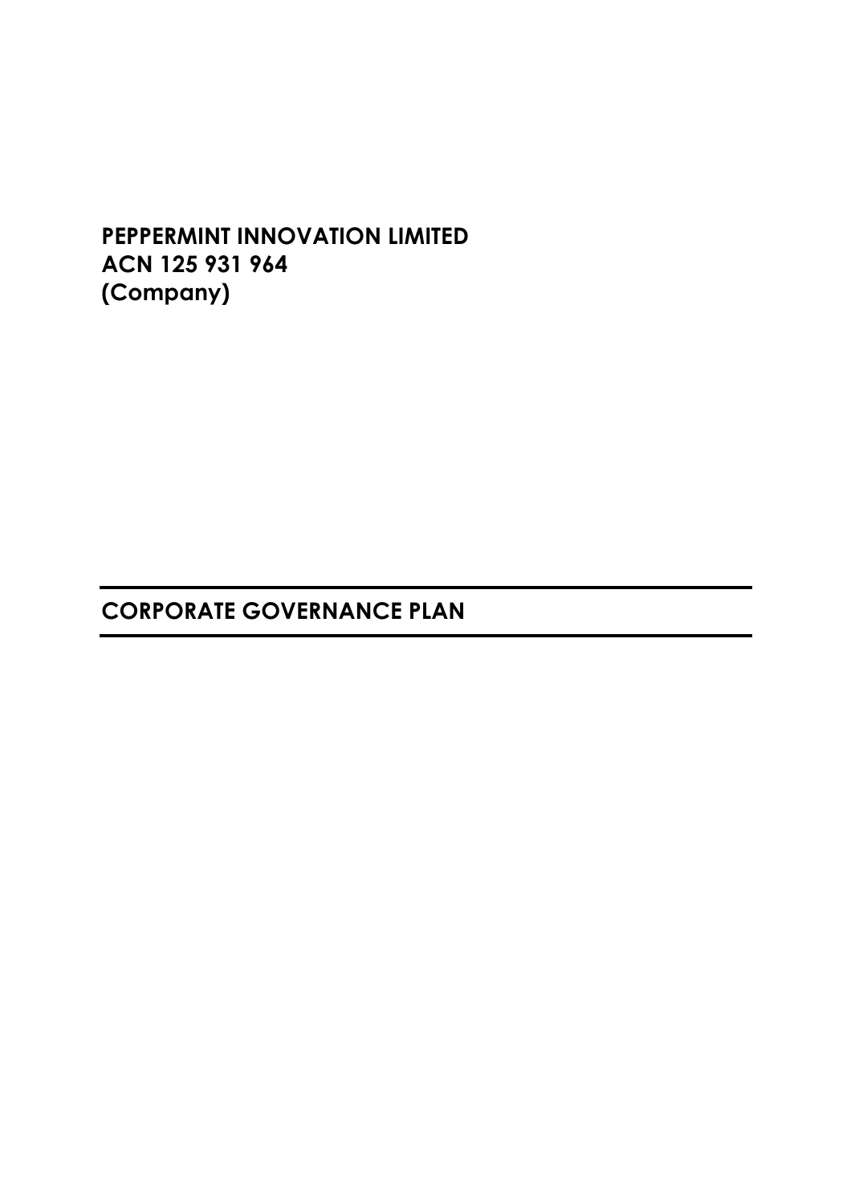**PEPPERMINT INNOVATION LIMITED**
**ACN 125 931 964**
**(Company)**

# CORPORATE GOVERNANCE PLAN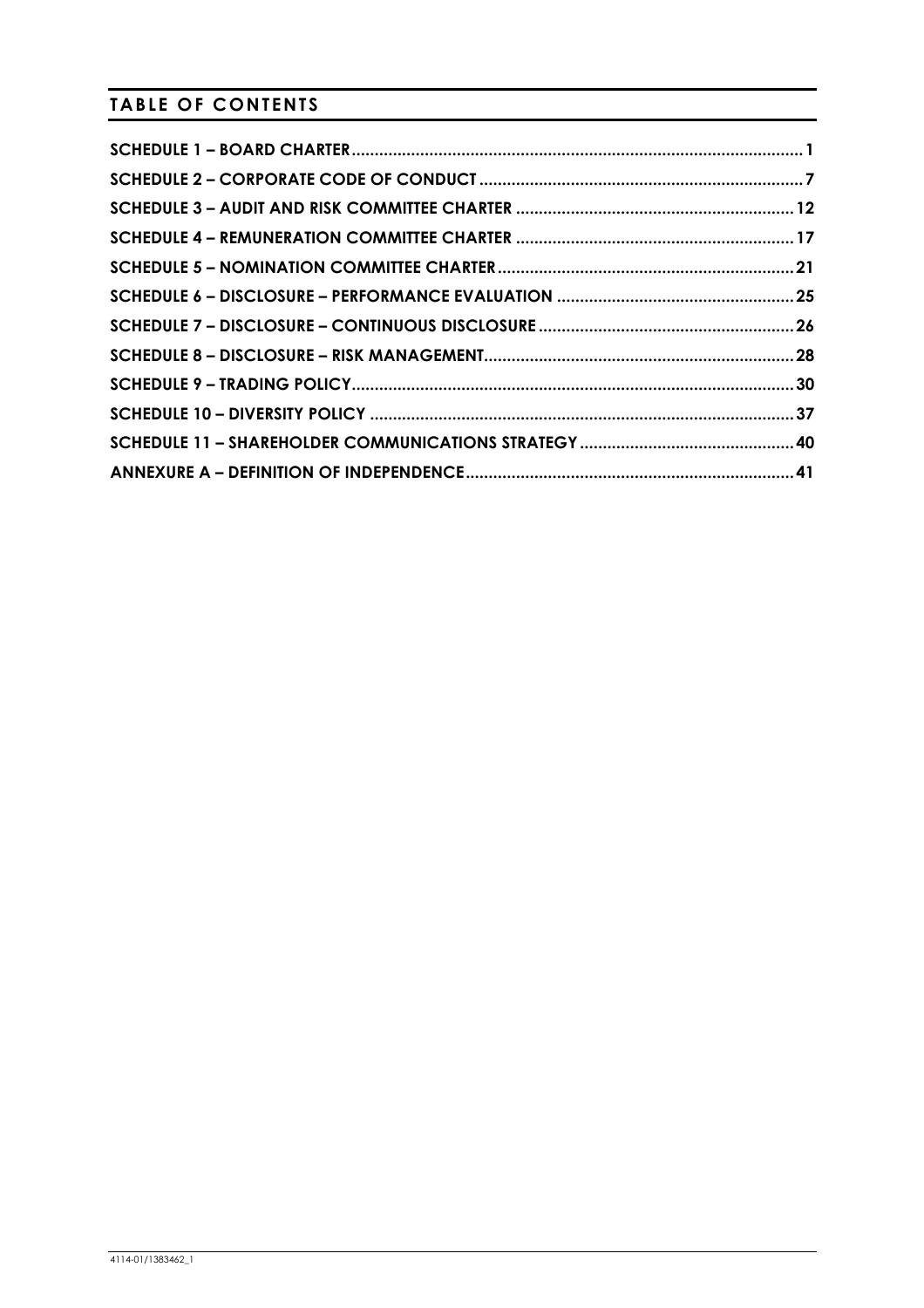## TABLE OF CONTENTS

**SCHEDULE 1 – BOARD CHARTER** .......... 1

**SCHEDULE 2 – CORPORATE CODE OF CONDUCT** .......... 7

**SCHEDULE 3 – AUDIT AND RISK COMMITTEE CHARTER** .......... 12

**SCHEDULE 4 – REMUNERATION COMMITTEE CHARTER** .......... 17

**SCHEDULE 5 – NOMINATION COMMITTEE CHARTER** .......... 21

**SCHEDULE 6 – DISCLOSURE – PERFORMANCE EVALUATION** .......... 25

**SCHEDULE 7 – DISCLOSURE – CONTINUOUS DISCLOSURE** .......... 26

**SCHEDULE 8 – DISCLOSURE – RISK MANAGEMENT** .......... 28

**SCHEDULE 9 – TRADING POLICY** .......... 30

**SCHEDULE 10 – DIVERSITY POLICY** .......... 37

**SCHEDULE 11 – SHAREHOLDER COMMUNICATIONS STRATEGY** .......... 40

**ANNEXURE A – DEFINITION OF INDEPENDENCE** .......... 41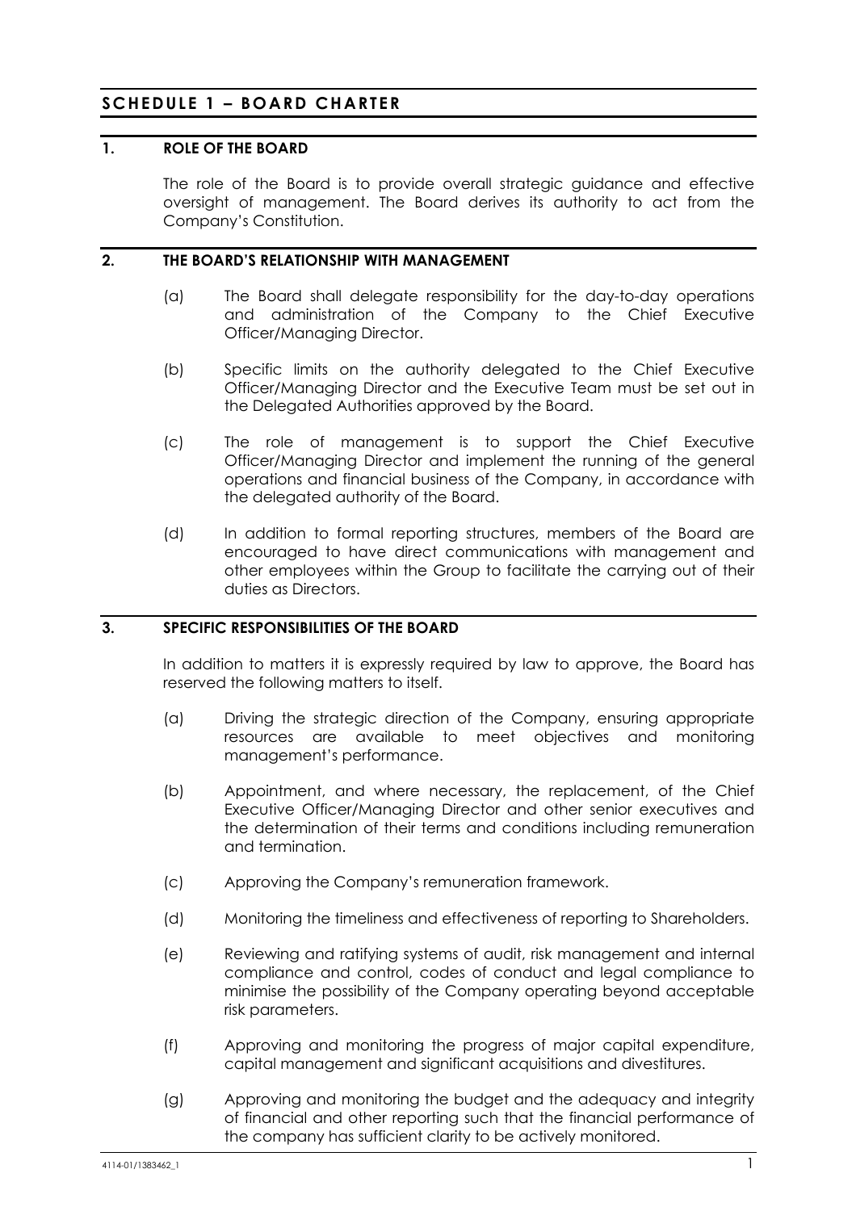# SCHEDULE 1 – BOARD CHARTER

## 1. ROLE OF THE BOARD

The role of the Board is to provide overall strategic guidance and effective oversight of management. The Board derives its authority to act from the Company's Constitution.

## 2. THE BOARD'S RELATIONSHIP WITH MANAGEMENT

(a) The Board shall delegate responsibility for the day-to-day operations and administration of the Company to the Chief Executive Officer/Managing Director.

(b) Specific limits on the authority delegated to the Chief Executive Officer/Managing Director and the Executive Team must be set out in the Delegated Authorities approved by the Board.

(c) The role of management is to support the Chief Executive Officer/Managing Director and implement the running of the general operations and financial business of the Company, in accordance with the delegated authority of the Board.

(d) In addition to formal reporting structures, members of the Board are encouraged to have direct communications with management and other employees within the Group to facilitate the carrying out of their duties as Directors.

## 3. SPECIFIC RESPONSIBILITIES OF THE BOARD

In addition to matters it is expressly required by law to approve, the Board has reserved the following matters to itself.

(a) Driving the strategic direction of the Company, ensuring appropriate resources are available to meet objectives and monitoring management's performance.

(b) Appointment, and where necessary, the replacement, of the Chief Executive Officer/Managing Director and other senior executives and the determination of their terms and conditions including remuneration and termination.

(c) Approving the Company's remuneration framework.

(d) Monitoring the timeliness and effectiveness of reporting to Shareholders.

(e) Reviewing and ratifying systems of audit, risk management and internal compliance and control, codes of conduct and legal compliance to minimise the possibility of the Company operating beyond acceptable risk parameters.

(f) Approving and monitoring the progress of major capital expenditure, capital management and significant acquisitions and divestitures.

(g) Approving and monitoring the budget and the adequacy and integrity of financial and other reporting such that the financial performance of the company has sufficient clarity to be actively monitored.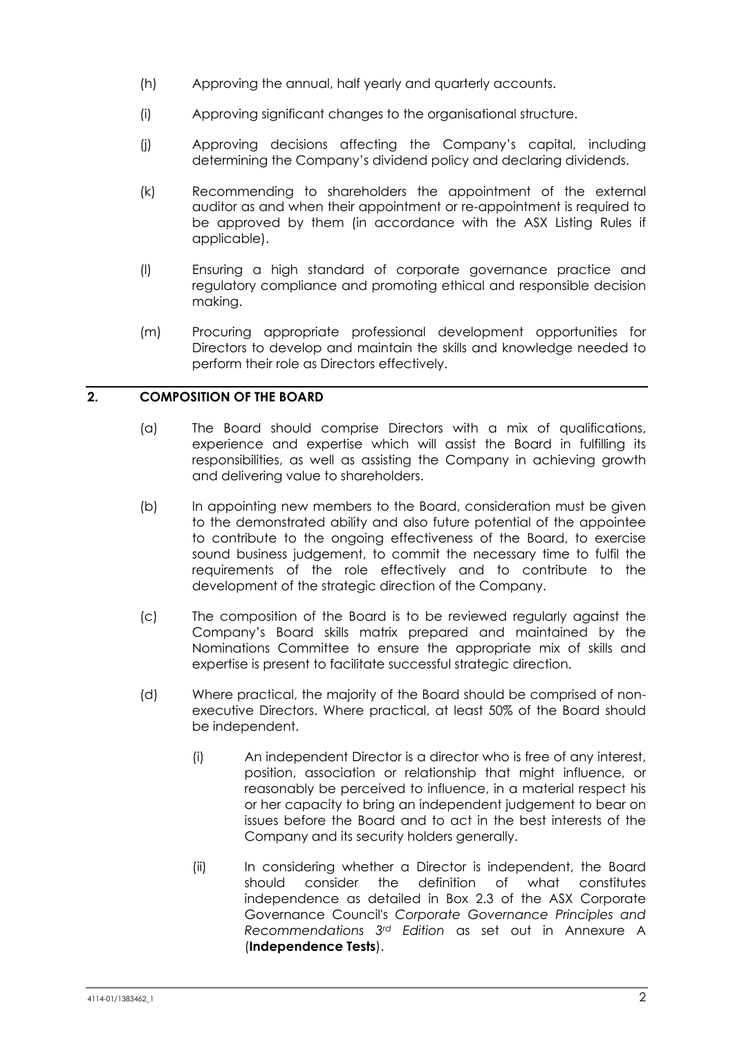(h) Approving the annual, half yearly and quarterly accounts.

(i) Approving significant changes to the organisational structure.

(j) Approving decisions affecting the Company's capital, including determining the Company's dividend policy and declaring dividends.

(k) Recommending to shareholders the appointment of the external auditor as and when their appointment or re-appointment is required to be approved by them (in accordance with the ASX Listing Rules if applicable).

(l) Ensuring a high standard of corporate governance practice and regulatory compliance and promoting ethical and responsible decision making.

(m) Procuring appropriate professional development opportunities for Directors to develop and maintain the skills and knowledge needed to perform their role as Directors effectively.

## 2. COMPOSITION OF THE BOARD

(a) The Board should comprise Directors with a mix of qualifications, experience and expertise which will assist the Board in fulfilling its responsibilities, as well as assisting the Company in achieving growth and delivering value to shareholders.

(b) In appointing new members to the Board, consideration must be given to the demonstrated ability and also future potential of the appointee to contribute to the ongoing effectiveness of the Board, to exercise sound business judgement, to commit the necessary time to fulfil the requirements of the role effectively and to contribute to the development of the strategic direction of the Company.

(c) The composition of the Board is to be reviewed regularly against the Company's Board skills matrix prepared and maintained by the Nominations Committee to ensure the appropriate mix of skills and expertise is present to facilitate successful strategic direction.

(d) Where practical, the majority of the Board should be comprised of non-executive Directors. Where practical, at least 50% of the Board should be independent.

(i) An independent Director is a director who is free of any interest, position, association or relationship that might influence, or reasonably be perceived to influence, in a material respect his or her capacity to bring an independent judgement to bear on issues before the Board and to act in the best interests of the Company and its security holders generally.

(ii) In considering whether a Director is independent, the Board should consider the definition of what constitutes independence as detailed in Box 2.3 of the ASX Corporate Governance Council's *Corporate Governance Principles and Recommendations 3rd Edition* as set out in Annexure A (**Independence Tests**).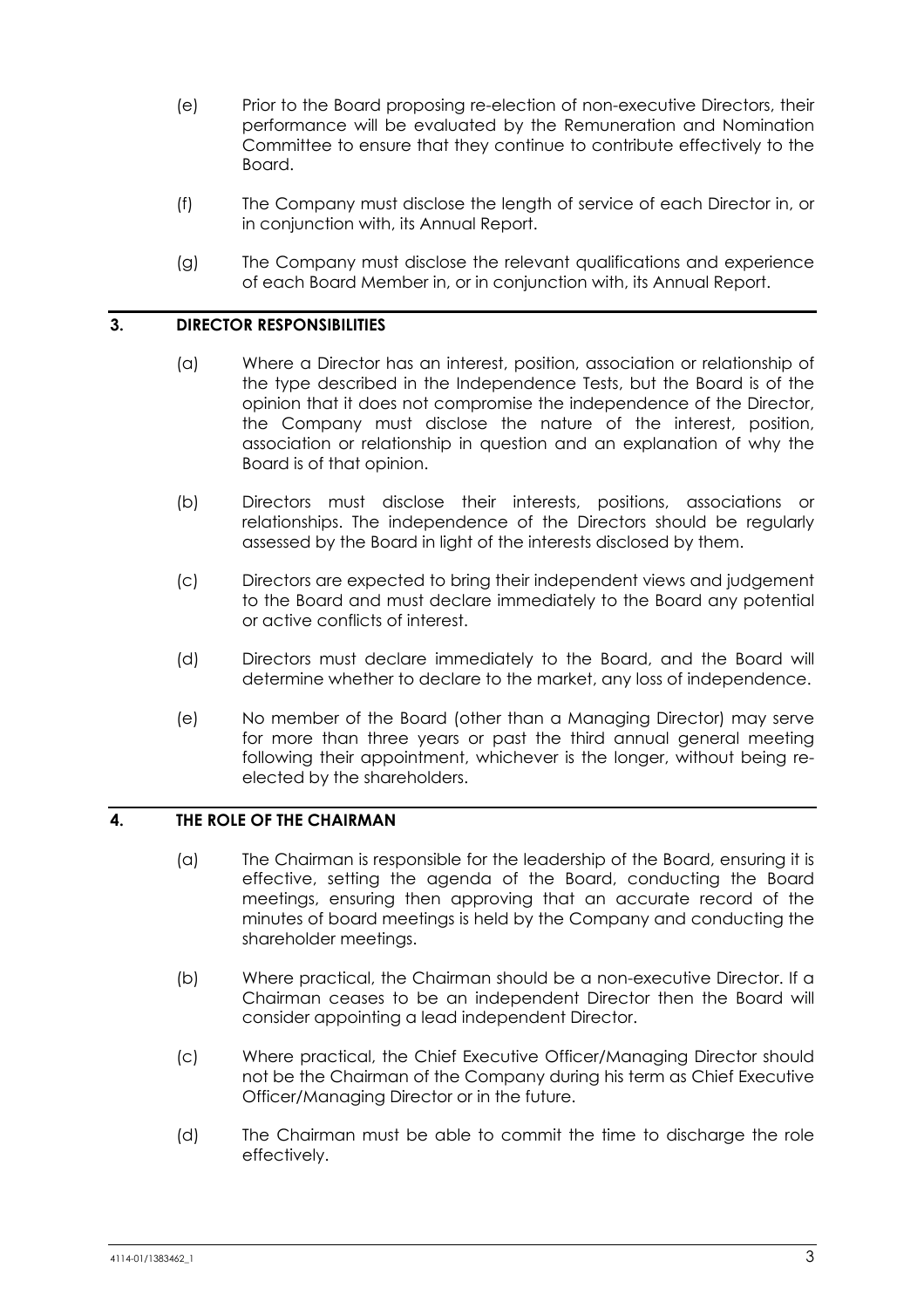(e) Prior to the Board proposing re-election of non-executive Directors, their performance will be evaluated by the Remuneration and Nomination Committee to ensure that they continue to contribute effectively to the Board.

(f) The Company must disclose the length of service of each Director in, or in conjunction with, its Annual Report.

(g) The Company must disclose the relevant qualifications and experience of each Board Member in, or in conjunction with, its Annual Report.

## 3. DIRECTOR RESPONSIBILITIES

(a) Where a Director has an interest, position, association or relationship of the type described in the Independence Tests, but the Board is of the opinion that it does not compromise the independence of the Director, the Company must disclose the nature of the interest, position, association or relationship in question and an explanation of why the Board is of that opinion.

(b) Directors must disclose their interests, positions, associations or relationships. The independence of the Directors should be regularly assessed by the Board in light of the interests disclosed by them.

(c) Directors are expected to bring their independent views and judgement to the Board and must declare immediately to the Board any potential or active conflicts of interest.

(d) Directors must declare immediately to the Board, and the Board will determine whether to declare to the market, any loss of independence.

(e) No member of the Board (other than a Managing Director) may serve for more than three years or past the third annual general meeting following their appointment, whichever is the longer, without being re-elected by the shareholders.

## 4. THE ROLE OF THE CHAIRMAN

(a) The Chairman is responsible for the leadership of the Board, ensuring it is effective, setting the agenda of the Board, conducting the Board meetings, ensuring then approving that an accurate record of the minutes of board meetings is held by the Company and conducting the shareholder meetings.

(b) Where practical, the Chairman should be a non-executive Director. If a Chairman ceases to be an independent Director then the Board will consider appointing a lead independent Director.

(c) Where practical, the Chief Executive Officer/Managing Director should not be the Chairman of the Company during his term as Chief Executive Officer/Managing Director or in the future.

(d) The Chairman must be able to commit the time to discharge the role effectively.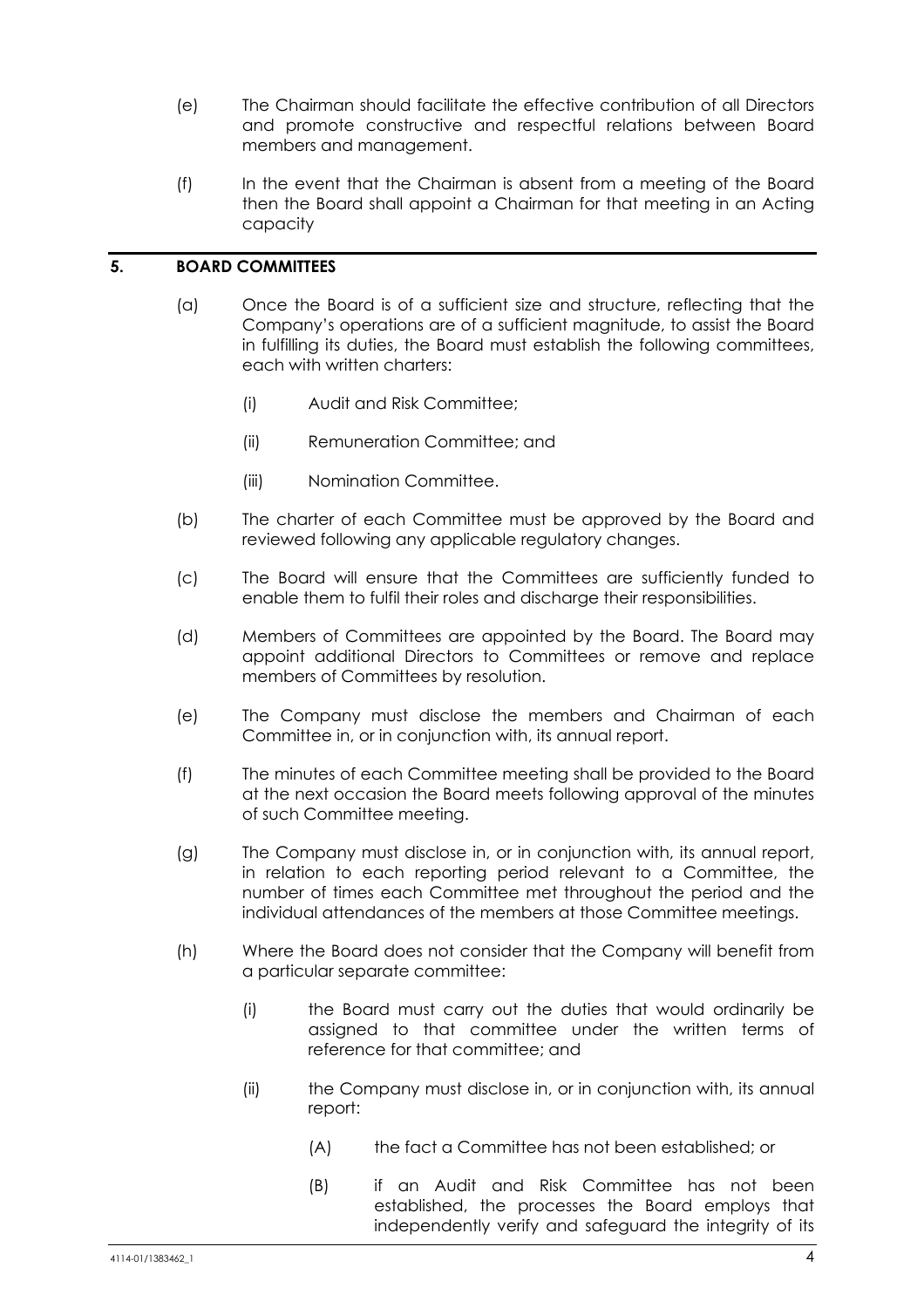(e) The Chairman should facilitate the effective contribution of all Directors and promote constructive and respectful relations between Board members and management.

(f) In the event that the Chairman is absent from a meeting of the Board then the Board shall appoint a Chairman for that meeting in an Acting capacity

## 5. BOARD COMMITTEES

(a) Once the Board is of a sufficient size and structure, reflecting that the Company's operations are of a sufficient magnitude, to assist the Board in fulfilling its duties, the Board must establish the following committees, each with written charters:

(i) Audit and Risk Committee;

(ii) Remuneration Committee; and

(iii) Nomination Committee.

(b) The charter of each Committee must be approved by the Board and reviewed following any applicable regulatory changes.

(c) The Board will ensure that the Committees are sufficiently funded to enable them to fulfil their roles and discharge their responsibilities.

(d) Members of Committees are appointed by the Board. The Board may appoint additional Directors to Committees or remove and replace members of Committees by resolution.

(e) The Company must disclose the members and Chairman of each Committee in, or in conjunction with, its annual report.

(f) The minutes of each Committee meeting shall be provided to the Board at the next occasion the Board meets following approval of the minutes of such Committee meeting.

(g) The Company must disclose in, or in conjunction with, its annual report, in relation to each reporting period relevant to a Committee, the number of times each Committee met throughout the period and the individual attendances of the members at those Committee meetings.

(h) Where the Board does not consider that the Company will benefit from a particular separate committee:

(i) the Board must carry out the duties that would ordinarily be assigned to that committee under the written terms of reference for that committee; and

(ii) the Company must disclose in, or in conjunction with, its annual report:

(A) the fact a Committee has not been established; or

(B) if an Audit and Risk Committee has not been established, the processes the Board employs that independently verify and safeguard the integrity of its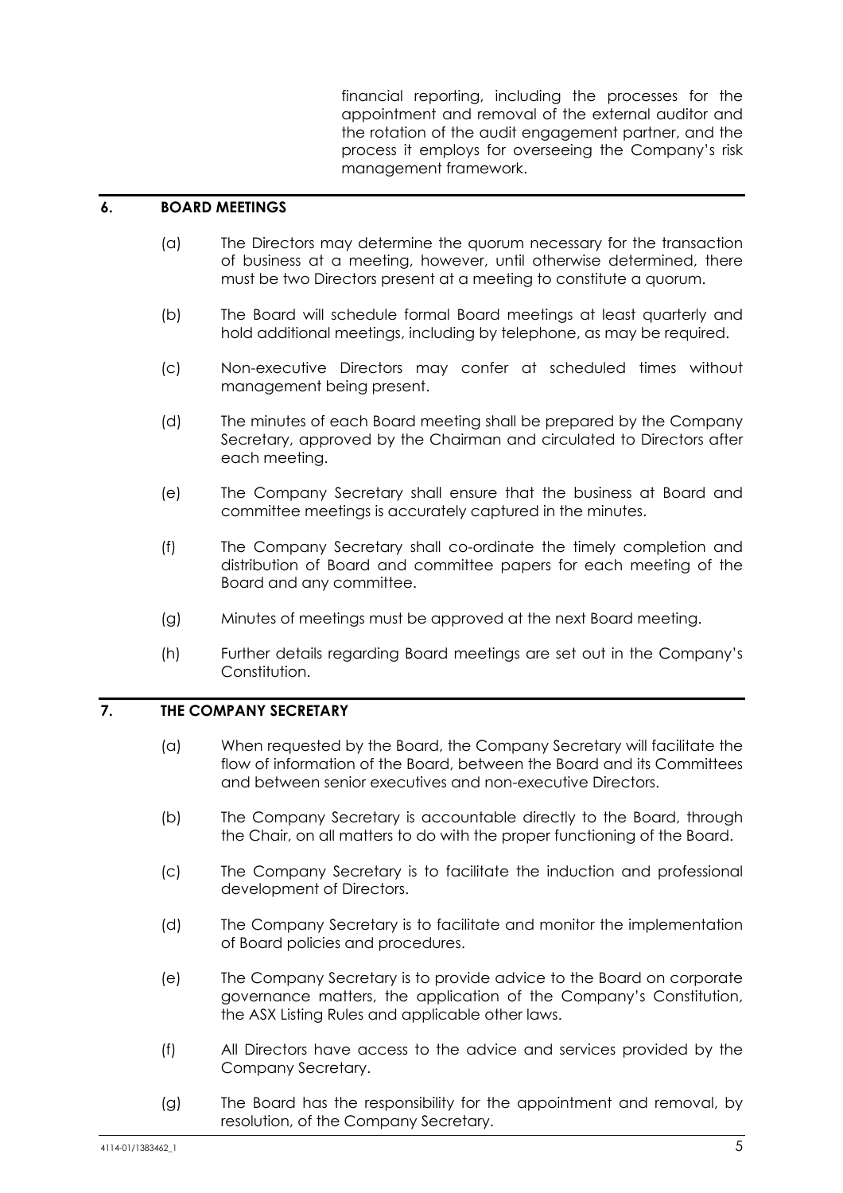financial reporting, including the processes for the appointment and removal of the external auditor and the rotation of the audit engagement partner, and the process it employs for overseeing the Company's risk management framework.

## 6. BOARD MEETINGS

(a) The Directors may determine the quorum necessary for the transaction of business at a meeting, however, until otherwise determined, there must be two Directors present at a meeting to constitute a quorum.

(b) The Board will schedule formal Board meetings at least quarterly and hold additional meetings, including by telephone, as may be required.

(c) Non-executive Directors may confer at scheduled times without management being present.

(d) The minutes of each Board meeting shall be prepared by the Company Secretary, approved by the Chairman and circulated to Directors after each meeting.

(e) The Company Secretary shall ensure that the business at Board and committee meetings is accurately captured in the minutes.

(f) The Company Secretary shall co-ordinate the timely completion and distribution of Board and committee papers for each meeting of the Board and any committee.

(g) Minutes of meetings must be approved at the next Board meeting.

(h) Further details regarding Board meetings are set out in the Company's Constitution.

## 7. THE COMPANY SECRETARY

(a) When requested by the Board, the Company Secretary will facilitate the flow of information of the Board, between the Board and its Committees and between senior executives and non-executive Directors.

(b) The Company Secretary is accountable directly to the Board, through the Chair, on all matters to do with the proper functioning of the Board.

(c) The Company Secretary is to facilitate the induction and professional development of Directors.

(d) The Company Secretary is to facilitate and monitor the implementation of Board policies and procedures.

(e) The Company Secretary is to provide advice to the Board on corporate governance matters, the application of the Company's Constitution, the ASX Listing Rules and applicable other laws.

(f) All Directors have access to the advice and services provided by the Company Secretary.

(g) The Board has the responsibility for the appointment and removal, by resolution, of the Company Secretary.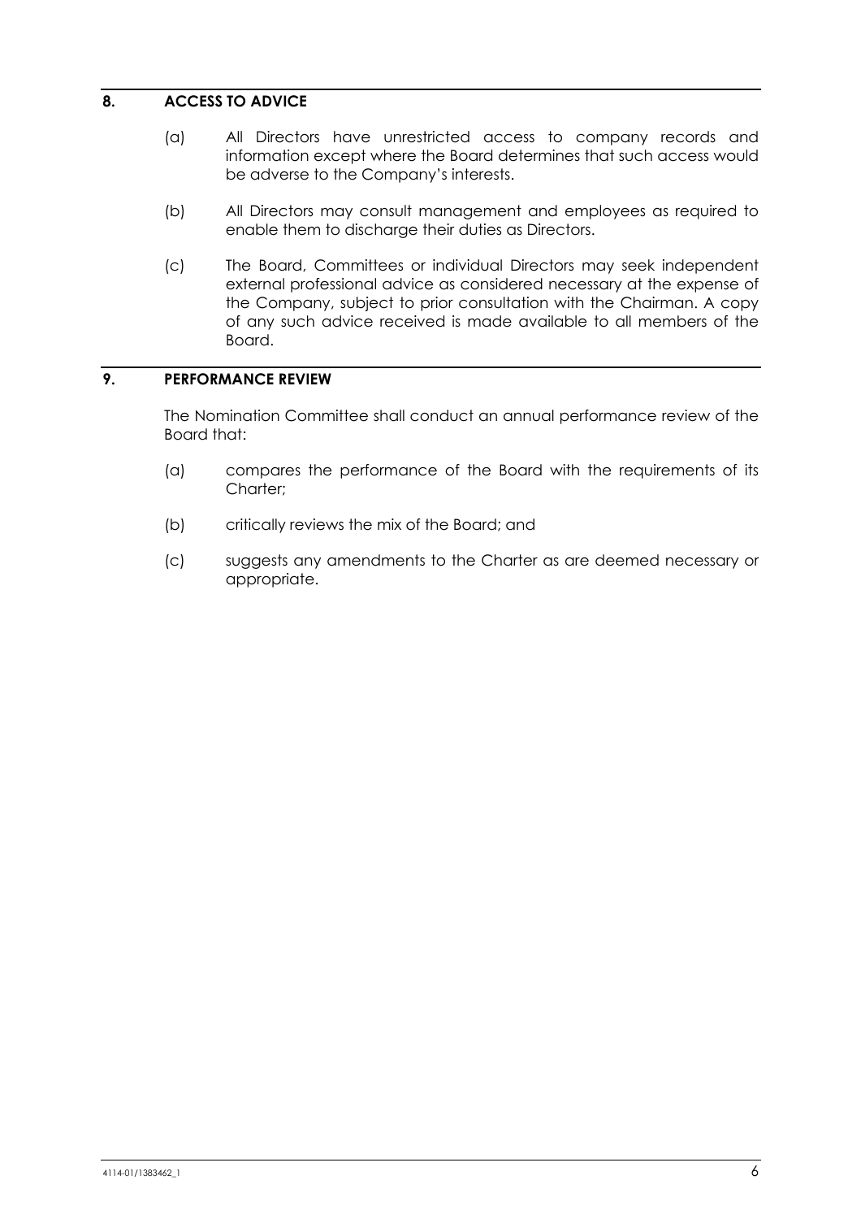## 8. ACCESS TO ADVICE

(a) All Directors have unrestricted access to company records and information except where the Board determines that such access would be adverse to the Company's interests.

(b) All Directors may consult management and employees as required to enable them to discharge their duties as Directors.

(c) The Board, Committees or individual Directors may seek independent external professional advice as considered necessary at the expense of the Company, subject to prior consultation with the Chairman. A copy of any such advice received is made available to all members of the Board.

## 9. PERFORMANCE REVIEW

The Nomination Committee shall conduct an annual performance review of the Board that:

(a) compares the performance of the Board with the requirements of its Charter;

(b) critically reviews the mix of the Board; and

(c) suggests any amendments to the Charter as are deemed necessary or appropriate.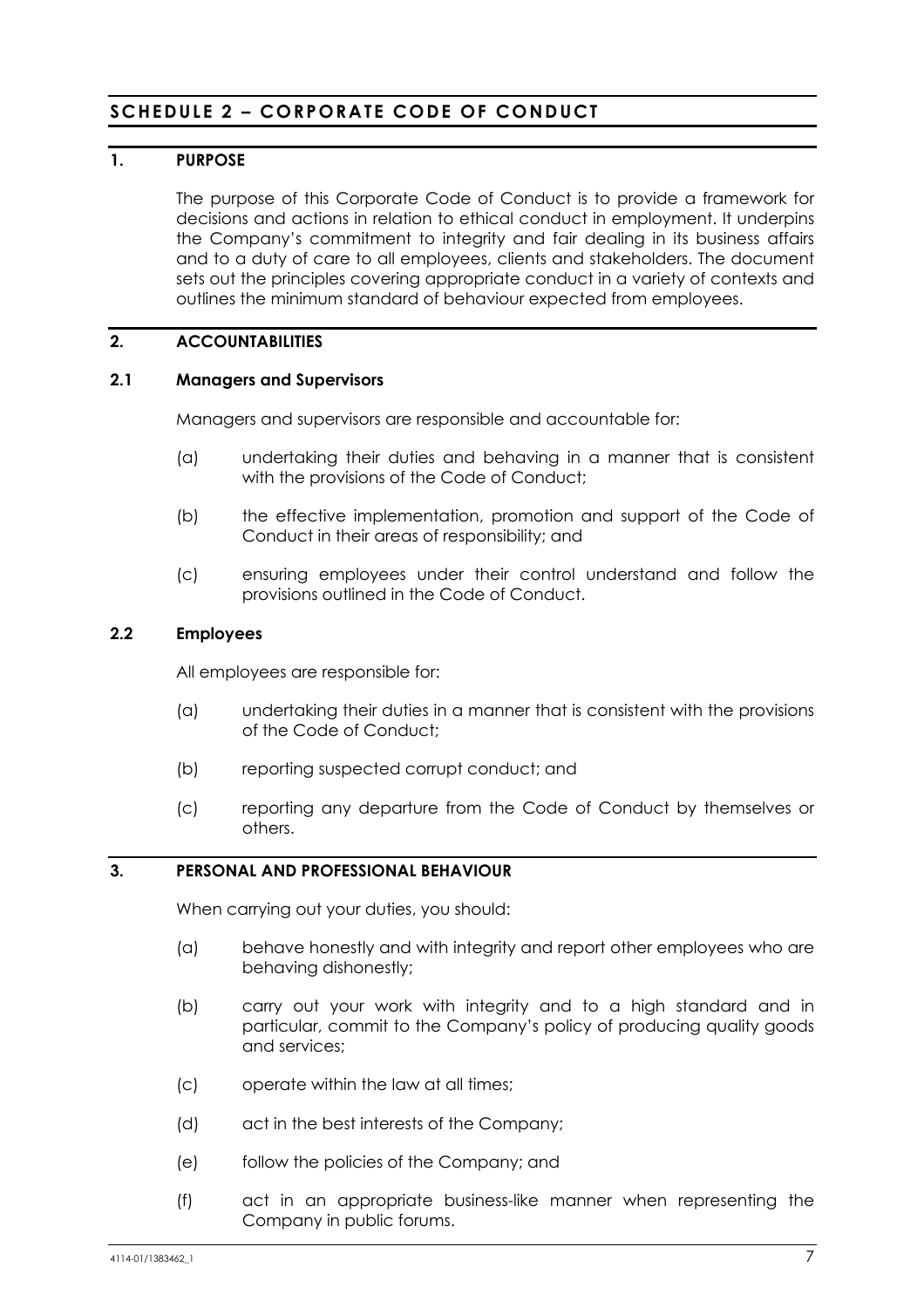## SCHEDULE 2 – CORPORATE CODE OF CONDUCT

### 1. PURPOSE

The purpose of this Corporate Code of Conduct is to provide a framework for decisions and actions in relation to ethical conduct in employment. It underpins the Company's commitment to integrity and fair dealing in its business affairs and to a duty of care to all employees, clients and stakeholders. The document sets out the principles covering appropriate conduct in a variety of contexts and outlines the minimum standard of behaviour expected from employees.

### 2. ACCOUNTABILITIES

#### 2.1 Managers and Supervisors

Managers and supervisors are responsible and accountable for:

(a) undertaking their duties and behaving in a manner that is consistent with the provisions of the Code of Conduct;

(b) the effective implementation, promotion and support of the Code of Conduct in their areas of responsibility; and

(c) ensuring employees under their control understand and follow the provisions outlined in the Code of Conduct.

#### 2.2 Employees

All employees are responsible for:

(a) undertaking their duties in a manner that is consistent with the provisions of the Code of Conduct;

(b) reporting suspected corrupt conduct; and

(c) reporting any departure from the Code of Conduct by themselves or others.

### 3. PERSONAL AND PROFESSIONAL BEHAVIOUR

When carrying out your duties, you should:

(a) behave honestly and with integrity and report other employees who are behaving dishonestly;

(b) carry out your work with integrity and to a high standard and in particular, commit to the Company's policy of producing quality goods and services;

(c) operate within the law at all times;

(d) act in the best interests of the Company;

(e) follow the policies of the Company; and

(f) act in an appropriate business-like manner when representing the Company in public forums.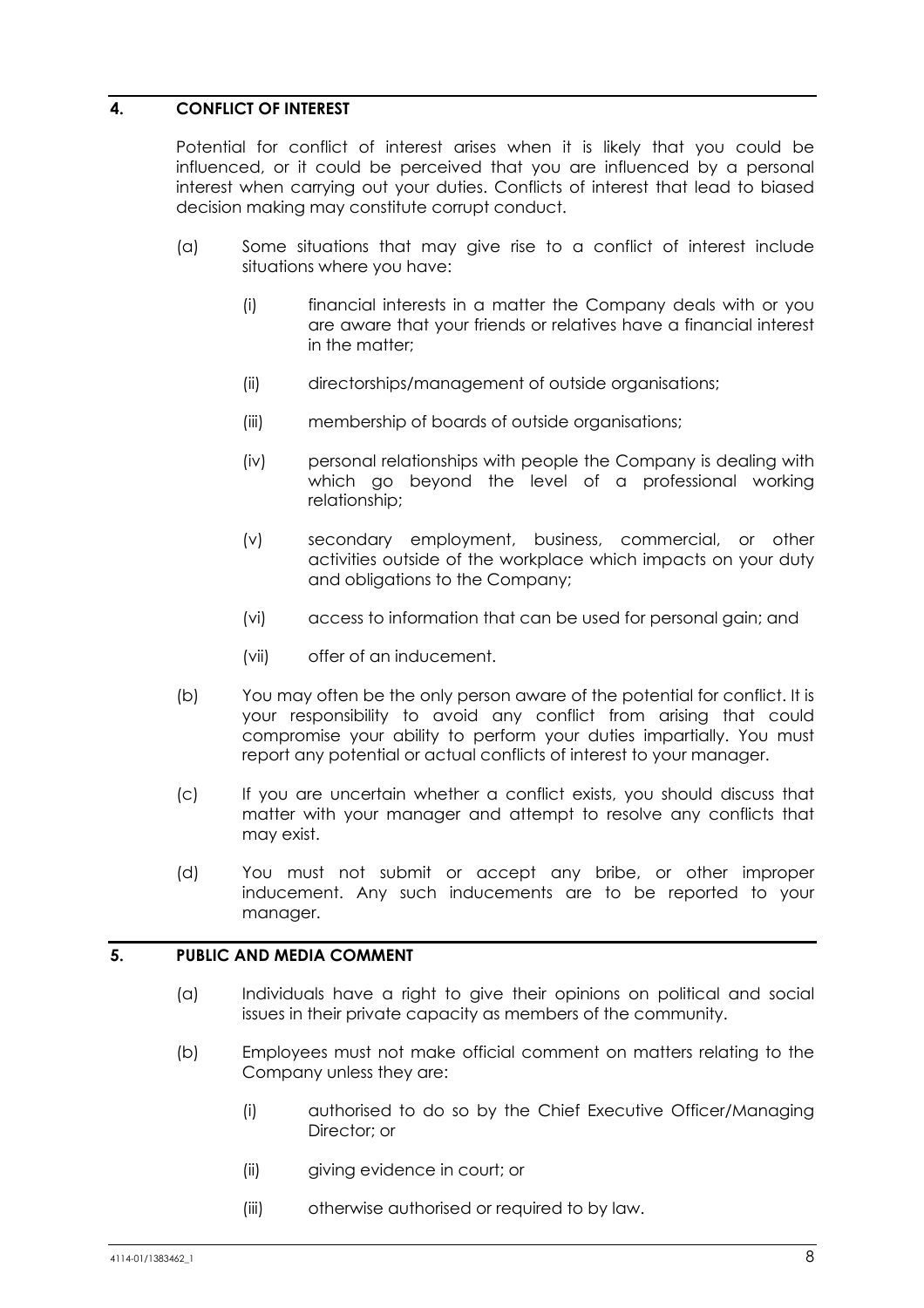## 4. CONFLICT OF INTEREST

Potential for conflict of interest arises when it is likely that you could be influenced, or it could be perceived that you are influenced by a personal interest when carrying out your duties. Conflicts of interest that lead to biased decision making may constitute corrupt conduct.

(a) Some situations that may give rise to a conflict of interest include situations where you have:

   (i) financial interests in a matter the Company deals with or you are aware that your friends or relatives have a financial interest in the matter;

   (ii) directorships/management of outside organisations;

   (iii) membership of boards of outside organisations;

   (iv) personal relationships with people the Company is dealing with which go beyond the level of a professional working relationship;

   (v) secondary employment, business, commercial, or other activities outside of the workplace which impacts on your duty and obligations to the Company;

   (vi) access to information that can be used for personal gain; and

   (vii) offer of an inducement.

(b) You may often be the only person aware of the potential for conflict. It is your responsibility to avoid any conflict from arising that could compromise your ability to perform your duties impartially. You must report any potential or actual conflicts of interest to your manager.

(c) If you are uncertain whether a conflict exists, you should discuss that matter with your manager and attempt to resolve any conflicts that may exist.

(d) You must not submit or accept any bribe, or other improper inducement. Any such inducements are to be reported to your manager.

## 5. PUBLIC AND MEDIA COMMENT

(a) Individuals have a right to give their opinions on political and social issues in their private capacity as members of the community.

(b) Employees must not make official comment on matters relating to the Company unless they are:

   (i) authorised to do so by the Chief Executive Officer/Managing Director; or

   (ii) giving evidence in court; or

   (iii) otherwise authorised or required to by law.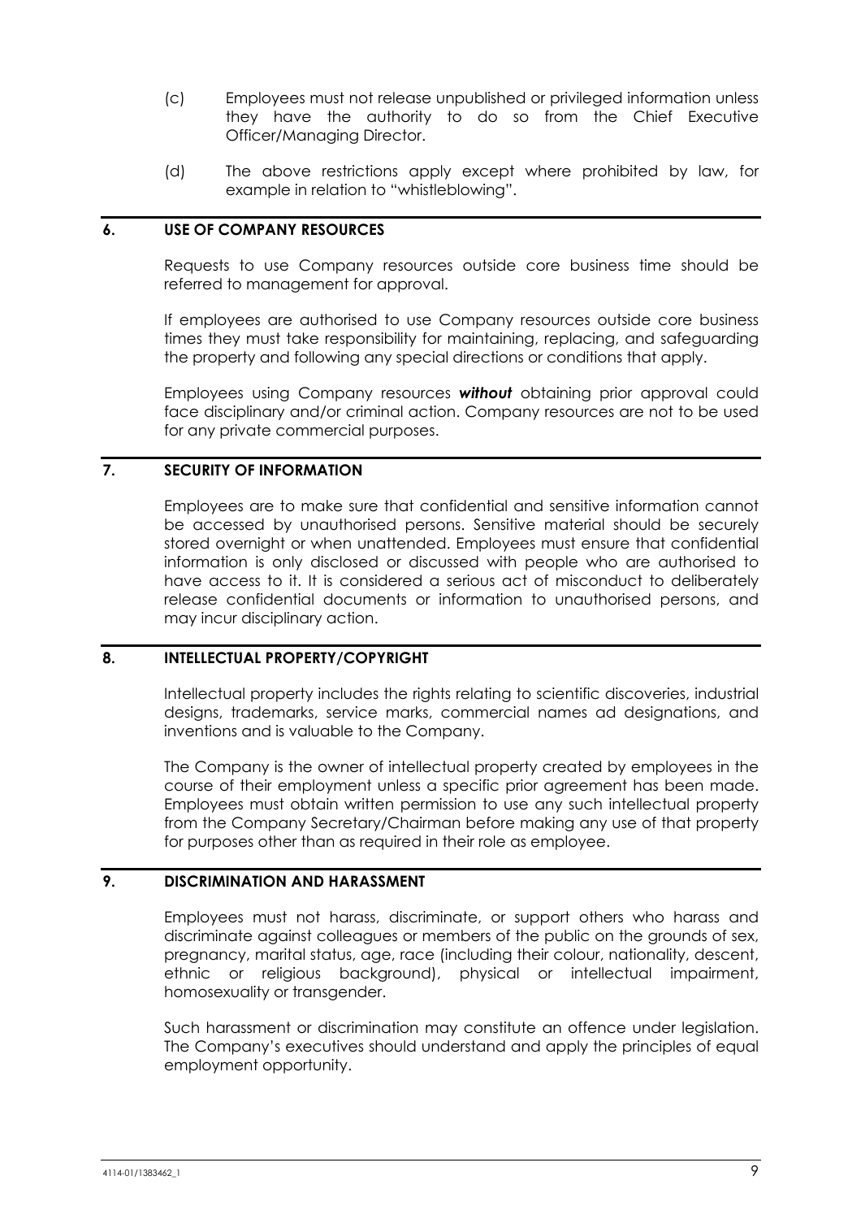(c) Employees must not release unpublished or privileged information unless they have the authority to do so from the Chief Executive Officer/Managing Director.

(d) The above restrictions apply except where prohibited by law, for example in relation to "whistleblowing".

## 6. USE OF COMPANY RESOURCES

Requests to use Company resources outside core business time should be referred to management for approval.

If employees are authorised to use Company resources outside core business times they must take responsibility for maintaining, replacing, and safeguarding the property and following any special directions or conditions that apply.

Employees using Company resources ***without*** obtaining prior approval could face disciplinary and/or criminal action. Company resources are not to be used for any private commercial purposes.

## 7. SECURITY OF INFORMATION

Employees are to make sure that confidential and sensitive information cannot be accessed by unauthorised persons. Sensitive material should be securely stored overnight or when unattended. Employees must ensure that confidential information is only disclosed or discussed with people who are authorised to have access to it. It is considered a serious act of misconduct to deliberately release confidential documents or information to unauthorised persons, and may incur disciplinary action.

## 8. INTELLECTUAL PROPERTY/COPYRIGHT

Intellectual property includes the rights relating to scientific discoveries, industrial designs, trademarks, service marks, commercial names ad designations, and inventions and is valuable to the Company.

The Company is the owner of intellectual property created by employees in the course of their employment unless a specific prior agreement has been made. Employees must obtain written permission to use any such intellectual property from the Company Secretary/Chairman before making any use of that property for purposes other than as required in their role as employee.

## 9. DISCRIMINATION AND HARASSMENT

Employees must not harass, discriminate, or support others who harass and discriminate against colleagues or members of the public on the grounds of sex, pregnancy, marital status, age, race (including their colour, nationality, descent, ethnic or religious background), physical or intellectual impairment, homosexuality or transgender.

Such harassment or discrimination may constitute an offence under legislation. The Company's executives should understand and apply the principles of equal employment opportunity.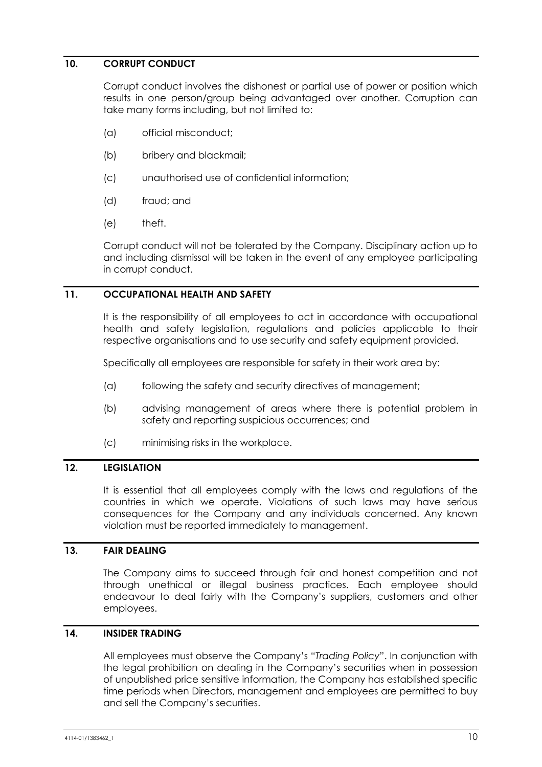## 10. CORRUPT CONDUCT

Corrupt conduct involves the dishonest or partial use of power or position which results in one person/group being advantaged over another. Corruption can take many forms including, but not limited to:

(a) official misconduct;

(b) bribery and blackmail;

(c) unauthorised use of confidential information;

(d) fraud; and

(e) theft.

Corrupt conduct will not be tolerated by the Company. Disciplinary action up to and including dismissal will be taken in the event of any employee participating in corrupt conduct.

## 11. OCCUPATIONAL HEALTH AND SAFETY

It is the responsibility of all employees to act in accordance with occupational health and safety legislation, regulations and policies applicable to their respective organisations and to use security and safety equipment provided.

Specifically all employees are responsible for safety in their work area by:

(a) following the safety and security directives of management;

(b) advising management of areas where there is potential problem in safety and reporting suspicious occurrences; and

(c) minimising risks in the workplace.

## 12. LEGISLATION

It is essential that all employees comply with the laws and regulations of the countries in which we operate. Violations of such laws may have serious consequences for the Company and any individuals concerned. Any known violation must be reported immediately to management.

## 13. FAIR DEALING

The Company aims to succeed through fair and honest competition and not through unethical or illegal business practices. Each employee should endeavour to deal fairly with the Company's suppliers, customers and other employees.

## 14. INSIDER TRADING

All employees must observe the Company's "*Trading Policy*". In conjunction with the legal prohibition on dealing in the Company's securities when in possession of unpublished price sensitive information, the Company has established specific time periods when Directors, management and employees are permitted to buy and sell the Company's securities.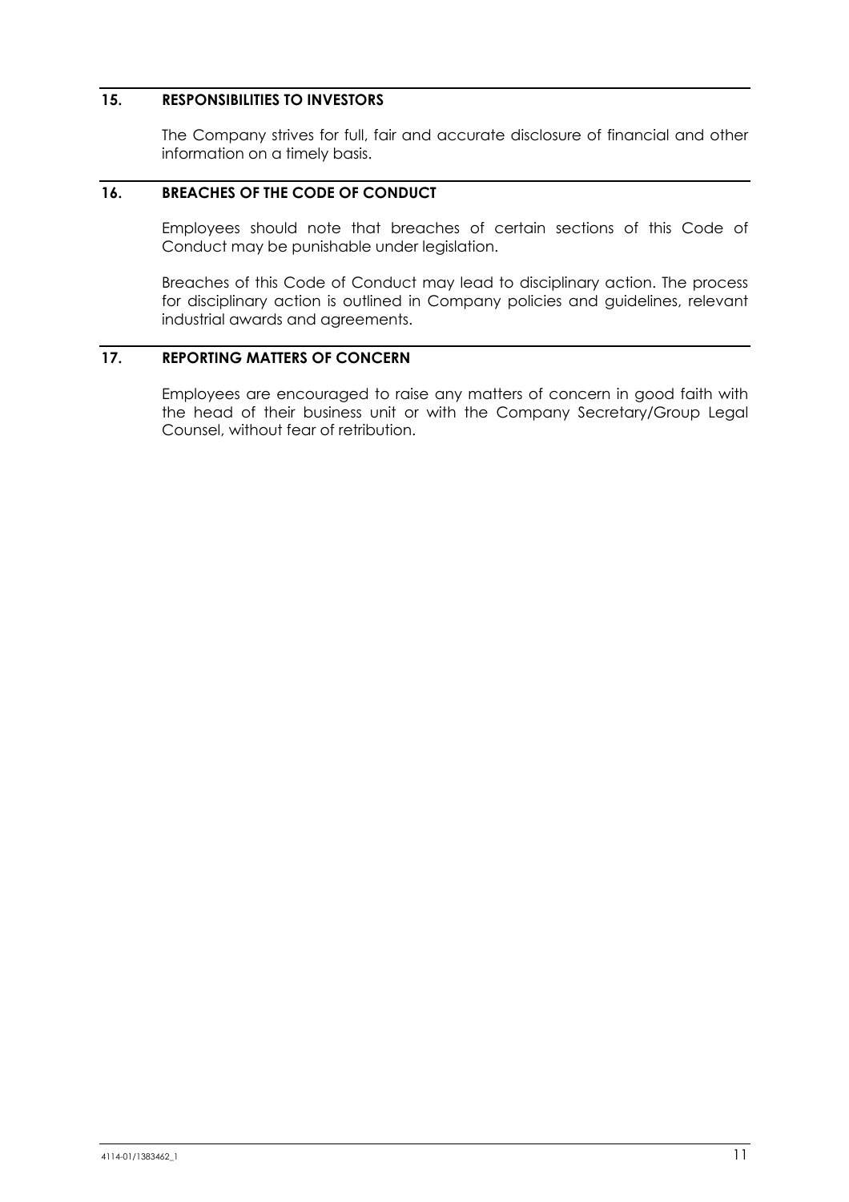## 15. RESPONSIBILITIES TO INVESTORS

The Company strives for full, fair and accurate disclosure of financial and other information on a timely basis.

## 16. BREACHES OF THE CODE OF CONDUCT

Employees should note that breaches of certain sections of this Code of Conduct may be punishable under legislation.

Breaches of this Code of Conduct may lead to disciplinary action. The process for disciplinary action is outlined in Company policies and guidelines, relevant industrial awards and agreements.

## 17. REPORTING MATTERS OF CONCERN

Employees are encouraged to raise any matters of concern in good faith with the head of their business unit or with the Company Secretary/Group Legal Counsel, without fear of retribution.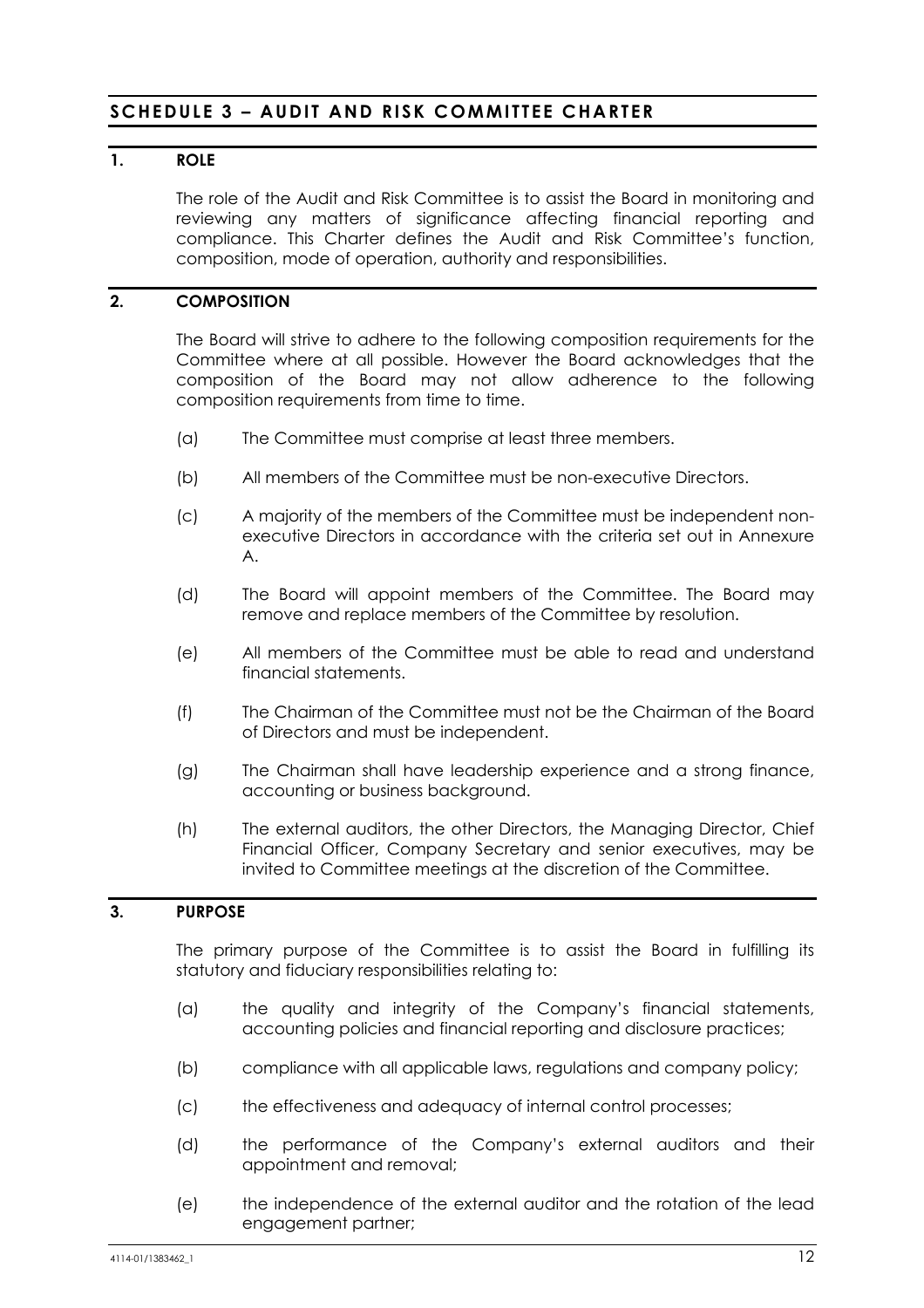## SCHEDULE 3 – AUDIT AND RISK COMMITTEE CHARTER

### 1. ROLE

The role of the Audit and Risk Committee is to assist the Board in monitoring and reviewing any matters of significance affecting financial reporting and compliance. This Charter defines the Audit and Risk Committee's function, composition, mode of operation, authority and responsibilities.

### 2. COMPOSITION

The Board will strive to adhere to the following composition requirements for the Committee where at all possible. However the Board acknowledges that the composition of the Board may not allow adherence to the following composition requirements from time to time.

(a) The Committee must comprise at least three members.

(b) All members of the Committee must be non-executive Directors.

(c) A majority of the members of the Committee must be independent non-executive Directors in accordance with the criteria set out in Annexure A.

(d) The Board will appoint members of the Committee. The Board may remove and replace members of the Committee by resolution.

(e) All members of the Committee must be able to read and understand financial statements.

(f) The Chairman of the Committee must not be the Chairman of the Board of Directors and must be independent.

(g) The Chairman shall have leadership experience and a strong finance, accounting or business background.

(h) The external auditors, the other Directors, the Managing Director, Chief Financial Officer, Company Secretary and senior executives, may be invited to Committee meetings at the discretion of the Committee.

### 3. PURPOSE

The primary purpose of the Committee is to assist the Board in fulfilling its statutory and fiduciary responsibilities relating to:

(a) the quality and integrity of the Company's financial statements, accounting policies and financial reporting and disclosure practices;

(b) compliance with all applicable laws, regulations and company policy;

(c) the effectiveness and adequacy of internal control processes;

(d) the performance of the Company's external auditors and their appointment and removal;

(e) the independence of the external auditor and the rotation of the lead engagement partner;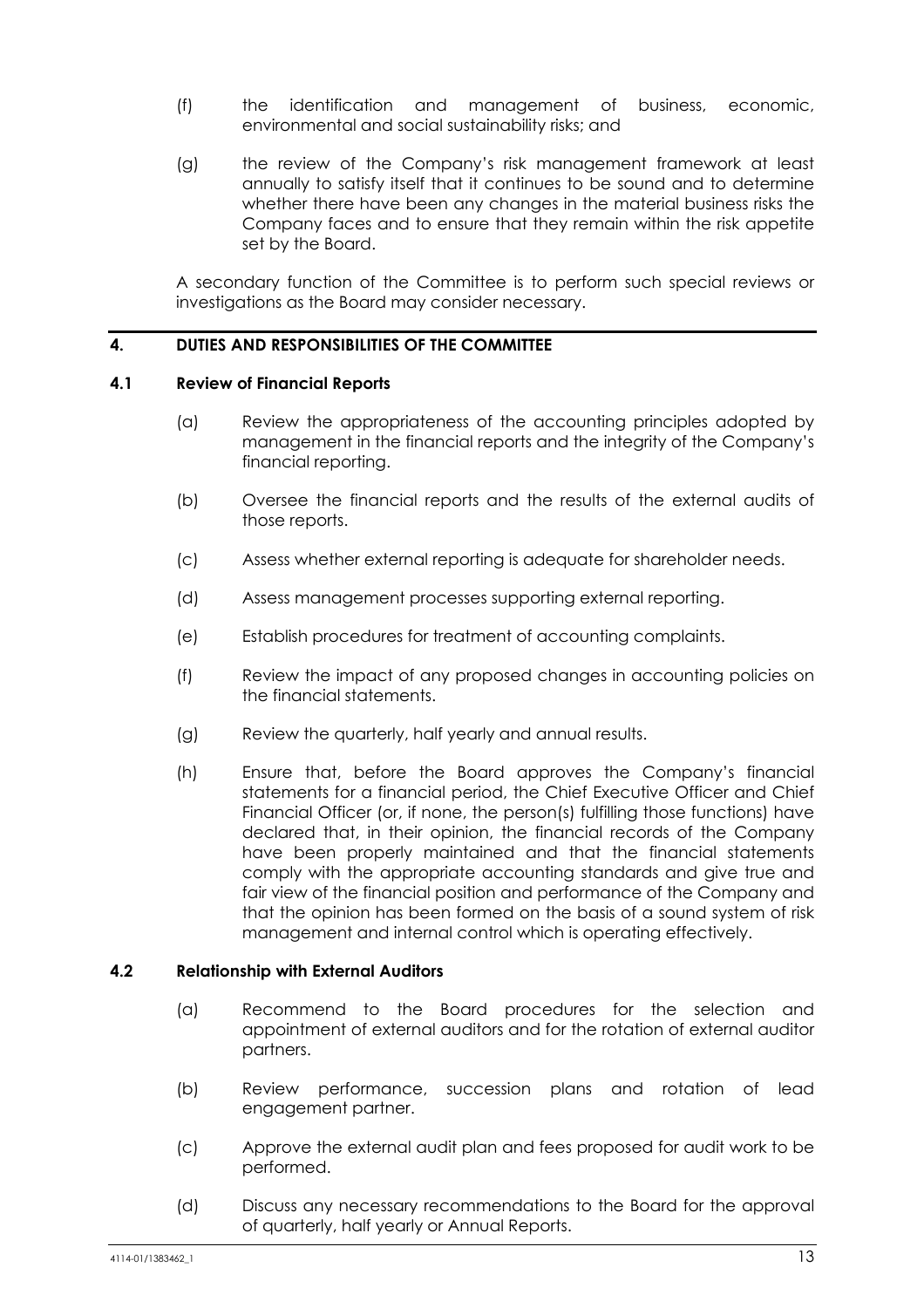(f) the identification and management of business, economic, environmental and social sustainability risks; and

(g) the review of the Company's risk management framework at least annually to satisfy itself that it continues to be sound and to determine whether there have been any changes in the material business risks the Company faces and to ensure that they remain within the risk appetite set by the Board.

A secondary function of the Committee is to perform such special reviews or investigations as the Board may consider necessary.

## 4. DUTIES AND RESPONSIBILITIES OF THE COMMITTEE

### 4.1 Review of Financial Reports

(a) Review the appropriateness of the accounting principles adopted by management in the financial reports and the integrity of the Company's financial reporting.

(b) Oversee the financial reports and the results of the external audits of those reports.

(c) Assess whether external reporting is adequate for shareholder needs.

(d) Assess management processes supporting external reporting.

(e) Establish procedures for treatment of accounting complaints.

(f) Review the impact of any proposed changes in accounting policies on the financial statements.

(g) Review the quarterly, half yearly and annual results.

(h) Ensure that, before the Board approves the Company's financial statements for a financial period, the Chief Executive Officer and Chief Financial Officer (or, if none, the person(s) fulfilling those functions) have declared that, in their opinion, the financial records of the Company have been properly maintained and that the financial statements comply with the appropriate accounting standards and give true and fair view of the financial position and performance of the Company and that the opinion has been formed on the basis of a sound system of risk management and internal control which is operating effectively.

### 4.2 Relationship with External Auditors

(a) Recommend to the Board procedures for the selection and appointment of external auditors and for the rotation of external auditor partners.

(b) Review performance, succession plans and rotation of lead engagement partner.

(c) Approve the external audit plan and fees proposed for audit work to be performed.

(d) Discuss any necessary recommendations to the Board for the approval of quarterly, half yearly or Annual Reports.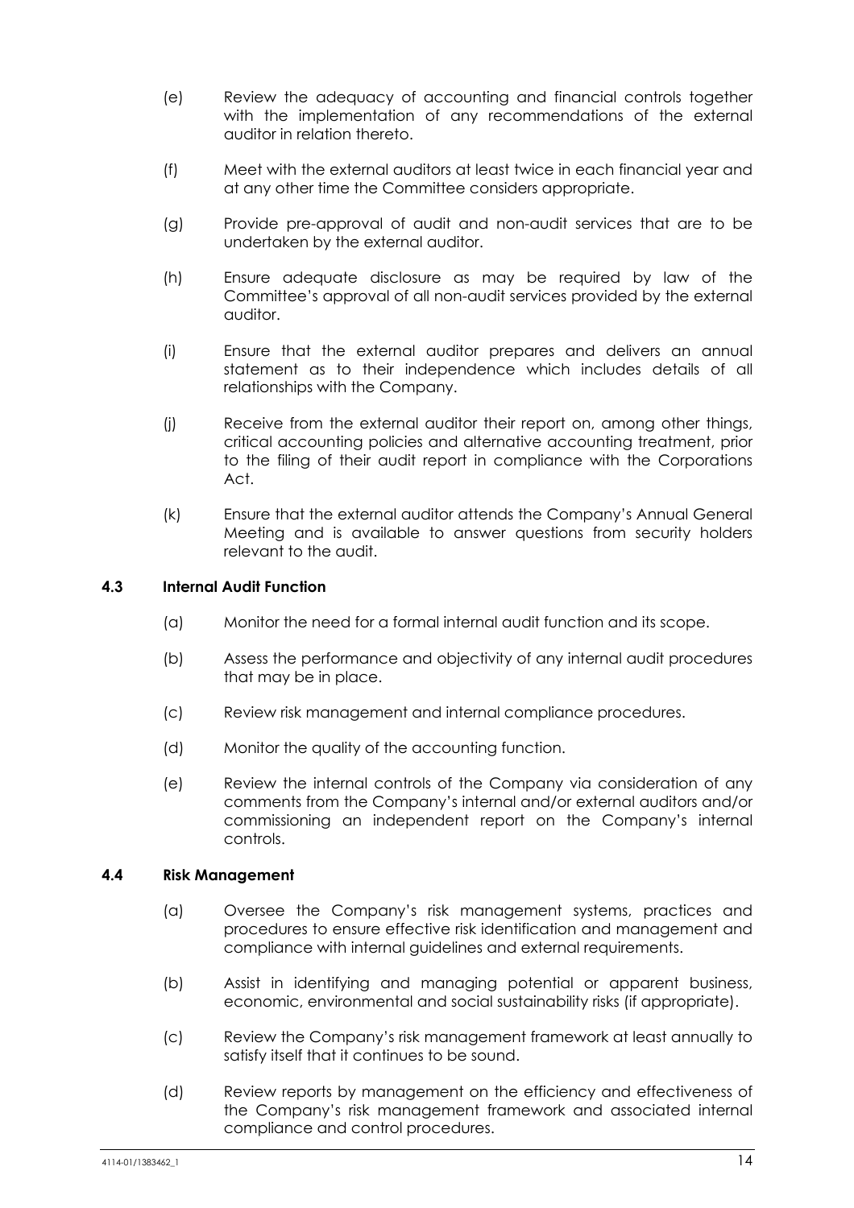(e) Review the adequacy of accounting and financial controls together with the implementation of any recommendations of the external auditor in relation thereto.

(f) Meet with the external auditors at least twice in each financial year and at any other time the Committee considers appropriate.

(g) Provide pre-approval of audit and non-audit services that are to be undertaken by the external auditor.

(h) Ensure adequate disclosure as may be required by law of the Committee's approval of all non-audit services provided by the external auditor.

(i) Ensure that the external auditor prepares and delivers an annual statement as to their independence which includes details of all relationships with the Company.

(j) Receive from the external auditor their report on, among other things, critical accounting policies and alternative accounting treatment, prior to the filing of their audit report in compliance with the Corporations Act.

(k) Ensure that the external auditor attends the Company's Annual General Meeting and is available to answer questions from security holders relevant to the audit.

### 4.3 Internal Audit Function

(a) Monitor the need for a formal internal audit function and its scope.

(b) Assess the performance and objectivity of any internal audit procedures that may be in place.

(c) Review risk management and internal compliance procedures.

(d) Monitor the quality of the accounting function.

(e) Review the internal controls of the Company via consideration of any comments from the Company's internal and/or external auditors and/or commissioning an independent report on the Company's internal controls.

### 4.4 Risk Management

(a) Oversee the Company's risk management systems, practices and procedures to ensure effective risk identification and management and compliance with internal guidelines and external requirements.

(b) Assist in identifying and managing potential or apparent business, economic, environmental and social sustainability risks (if appropriate).

(c) Review the Company's risk management framework at least annually to satisfy itself that it continues to be sound.

(d) Review reports by management on the efficiency and effectiveness of the Company's risk management framework and associated internal compliance and control procedures.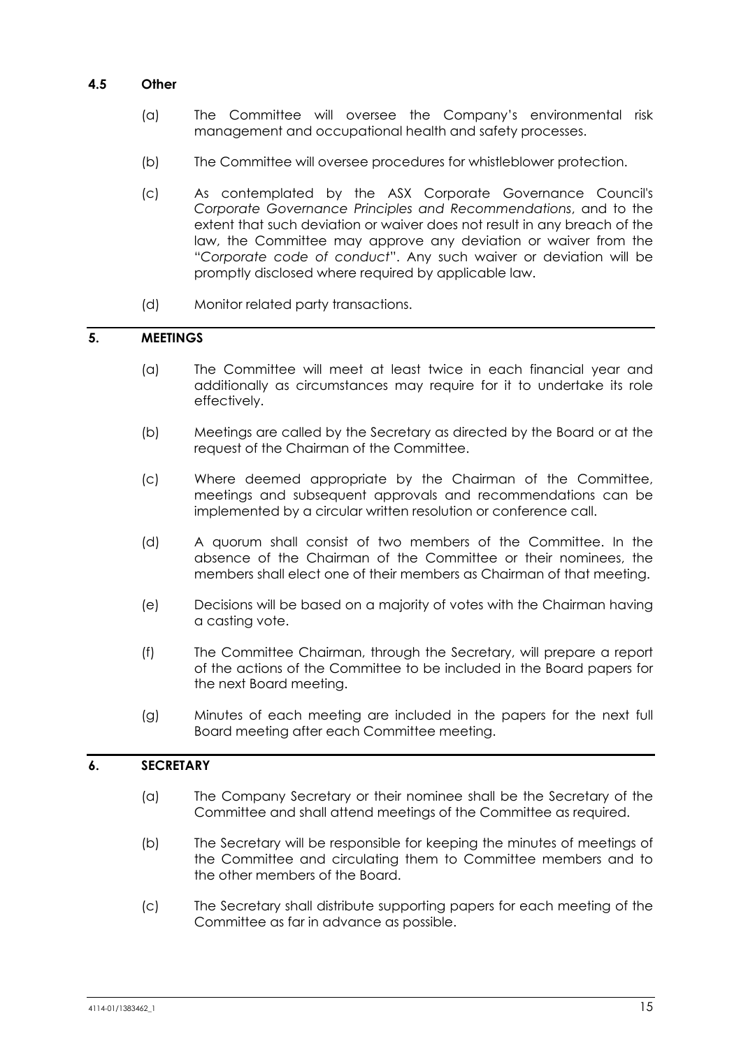### 4.5 Other

(a) The Committee will oversee the Company's environmental risk management and occupational health and safety processes.

(b) The Committee will oversee procedures for whistleblower protection.

(c) As contemplated by the ASX Corporate Governance Council's *Corporate Governance Principles and Recommendations*, and to the extent that such deviation or waiver does not result in any breach of the law, the Committee may approve any deviation or waiver from the "*Corporate code of conduct*". Any such waiver or deviation will be promptly disclosed where required by applicable law.

(d) Monitor related party transactions.

## 5. MEETINGS

(a) The Committee will meet at least twice in each financial year and additionally as circumstances may require for it to undertake its role effectively.

(b) Meetings are called by the Secretary as directed by the Board or at the request of the Chairman of the Committee.

(c) Where deemed appropriate by the Chairman of the Committee, meetings and subsequent approvals and recommendations can be implemented by a circular written resolution or conference call.

(d) A quorum shall consist of two members of the Committee. In the absence of the Chairman of the Committee or their nominees, the members shall elect one of their members as Chairman of that meeting.

(e) Decisions will be based on a majority of votes with the Chairman having a casting vote.

(f) The Committee Chairman, through the Secretary, will prepare a report of the actions of the Committee to be included in the Board papers for the next Board meeting.

(g) Minutes of each meeting are included in the papers for the next full Board meeting after each Committee meeting.

## 6. SECRETARY

(a) The Company Secretary or their nominee shall be the Secretary of the Committee and shall attend meetings of the Committee as required.

(b) The Secretary will be responsible for keeping the minutes of meetings of the Committee and circulating them to Committee members and to the other members of the Board.

(c) The Secretary shall distribute supporting papers for each meeting of the Committee as far in advance as possible.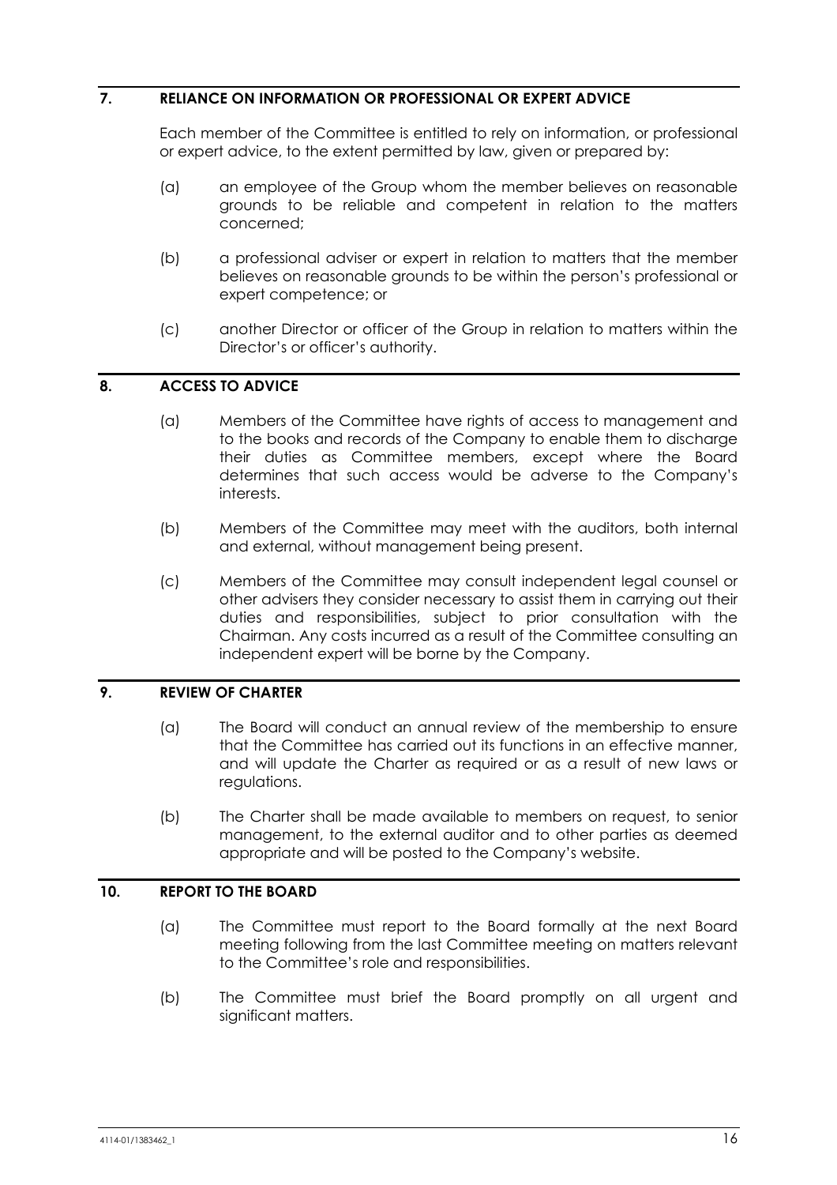## 7. RELIANCE ON INFORMATION OR PROFESSIONAL OR EXPERT ADVICE

Each member of the Committee is entitled to rely on information, or professional or expert advice, to the extent permitted by law, given or prepared by:

(a) an employee of the Group whom the member believes on reasonable grounds to be reliable and competent in relation to the matters concerned;

(b) a professional adviser or expert in relation to matters that the member believes on reasonable grounds to be within the person's professional or expert competence; or

(c) another Director or officer of the Group in relation to matters within the Director's or officer's authority.

## 8. ACCESS TO ADVICE

(a) Members of the Committee have rights of access to management and to the books and records of the Company to enable them to discharge their duties as Committee members, except where the Board determines that such access would be adverse to the Company's interests.

(b) Members of the Committee may meet with the auditors, both internal and external, without management being present.

(c) Members of the Committee may consult independent legal counsel or other advisers they consider necessary to assist them in carrying out their duties and responsibilities, subject to prior consultation with the Chairman. Any costs incurred as a result of the Committee consulting an independent expert will be borne by the Company.

## 9. REVIEW OF CHARTER

(a) The Board will conduct an annual review of the membership to ensure that the Committee has carried out its functions in an effective manner, and will update the Charter as required or as a result of new laws or regulations.

(b) The Charter shall be made available to members on request, to senior management, to the external auditor and to other parties as deemed appropriate and will be posted to the Company's website.

## 10. REPORT TO THE BOARD

(a) The Committee must report to the Board formally at the next Board meeting following from the last Committee meeting on matters relevant to the Committee's role and responsibilities.

(b) The Committee must brief the Board promptly on all urgent and significant matters.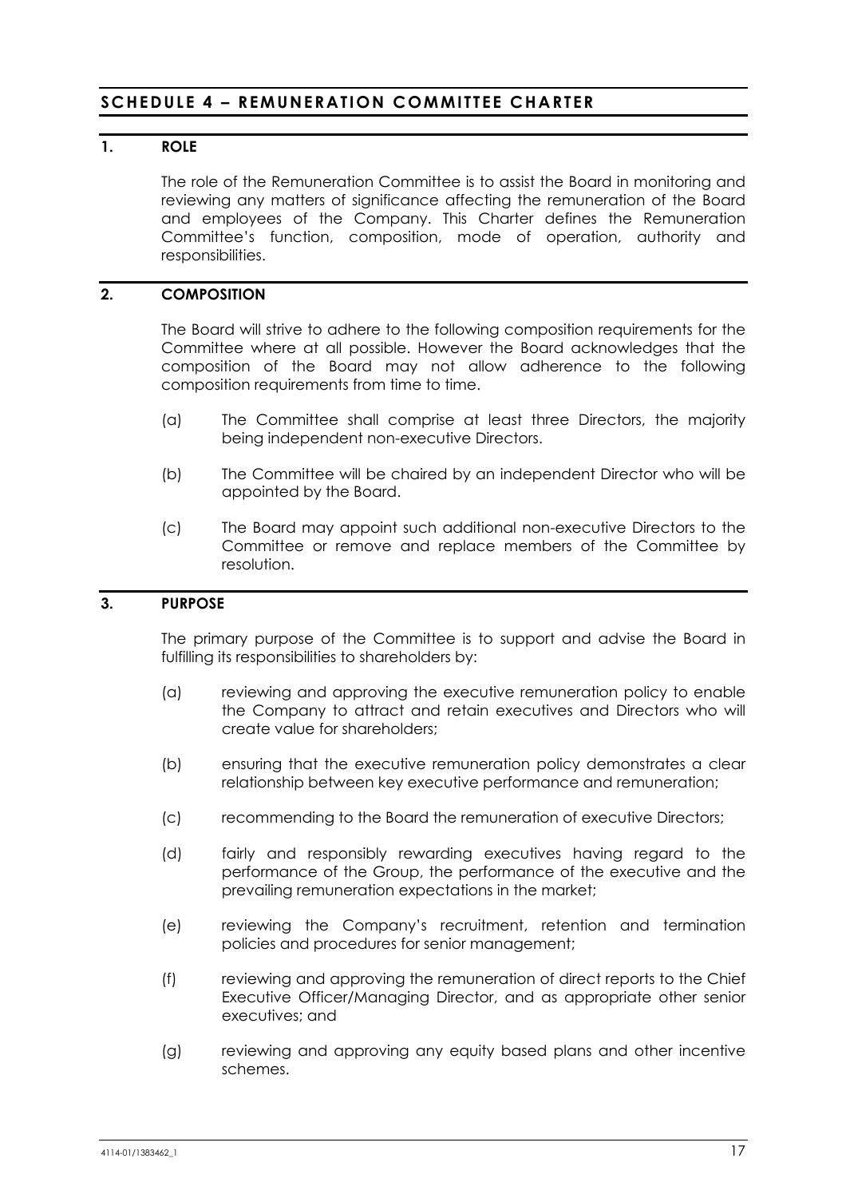## SCHEDULE 4 – REMUNERATION COMMITTEE CHARTER

### 1. ROLE

The role of the Remuneration Committee is to assist the Board in monitoring and reviewing any matters of significance affecting the remuneration of the Board and employees of the Company. This Charter defines the Remuneration Committee's function, composition, mode of operation, authority and responsibilities.

### 2. COMPOSITION

The Board will strive to adhere to the following composition requirements for the Committee where at all possible. However the Board acknowledges that the composition of the Board may not allow adherence to the following composition requirements from time to time.

(a) The Committee shall comprise at least three Directors, the majority being independent non-executive Directors.

(b) The Committee will be chaired by an independent Director who will be appointed by the Board.

(c) The Board may appoint such additional non-executive Directors to the Committee or remove and replace members of the Committee by resolution.

### 3. PURPOSE

The primary purpose of the Committee is to support and advise the Board in fulfilling its responsibilities to shareholders by:

(a) reviewing and approving the executive remuneration policy to enable the Company to attract and retain executives and Directors who will create value for shareholders;

(b) ensuring that the executive remuneration policy demonstrates a clear relationship between key executive performance and remuneration;

(c) recommending to the Board the remuneration of executive Directors;

(d) fairly and responsibly rewarding executives having regard to the performance of the Group, the performance of the executive and the prevailing remuneration expectations in the market;

(e) reviewing the Company's recruitment, retention and termination policies and procedures for senior management;

(f) reviewing and approving the remuneration of direct reports to the Chief Executive Officer/Managing Director, and as appropriate other senior executives; and

(g) reviewing and approving any equity based plans and other incentive schemes.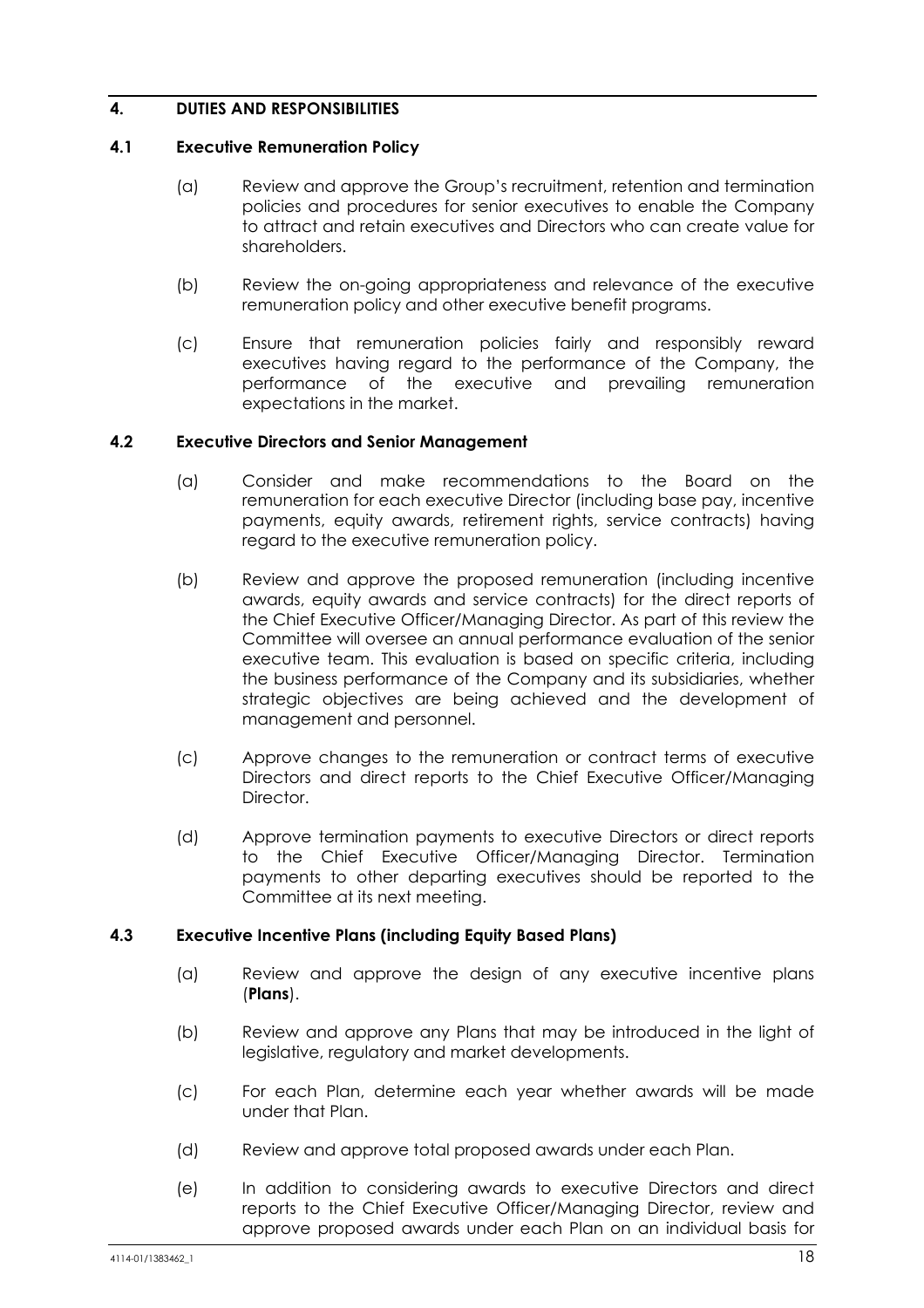## 4. DUTIES AND RESPONSIBILITIES

### 4.1 Executive Remuneration Policy

(a) Review and approve the Group's recruitment, retention and termination policies and procedures for senior executives to enable the Company to attract and retain executives and Directors who can create value for shareholders.

(b) Review the on-going appropriateness and relevance of the executive remuneration policy and other executive benefit programs.

(c) Ensure that remuneration policies fairly and responsibly reward executives having regard to the performance of the Company, the performance of the executive and prevailing remuneration expectations in the market.

### 4.2 Executive Directors and Senior Management

(a) Consider and make recommendations to the Board on the remuneration for each executive Director (including base pay, incentive payments, equity awards, retirement rights, service contracts) having regard to the executive remuneration policy.

(b) Review and approve the proposed remuneration (including incentive awards, equity awards and service contracts) for the direct reports of the Chief Executive Officer/Managing Director. As part of this review the Committee will oversee an annual performance evaluation of the senior executive team. This evaluation is based on specific criteria, including the business performance of the Company and its subsidiaries, whether strategic objectives are being achieved and the development of management and personnel.

(c) Approve changes to the remuneration or contract terms of executive Directors and direct reports to the Chief Executive Officer/Managing Director.

(d) Approve termination payments to executive Directors or direct reports to the Chief Executive Officer/Managing Director. Termination payments to other departing executives should be reported to the Committee at its next meeting.

### 4.3 Executive Incentive Plans (including Equity Based Plans)

(a) Review and approve the design of any executive incentive plans (**Plans**).

(b) Review and approve any Plans that may be introduced in the light of legislative, regulatory and market developments.

(c) For each Plan, determine each year whether awards will be made under that Plan.

(d) Review and approve total proposed awards under each Plan.

(e) In addition to considering awards to executive Directors and direct reports to the Chief Executive Officer/Managing Director, review and approve proposed awards under each Plan on an individual basis for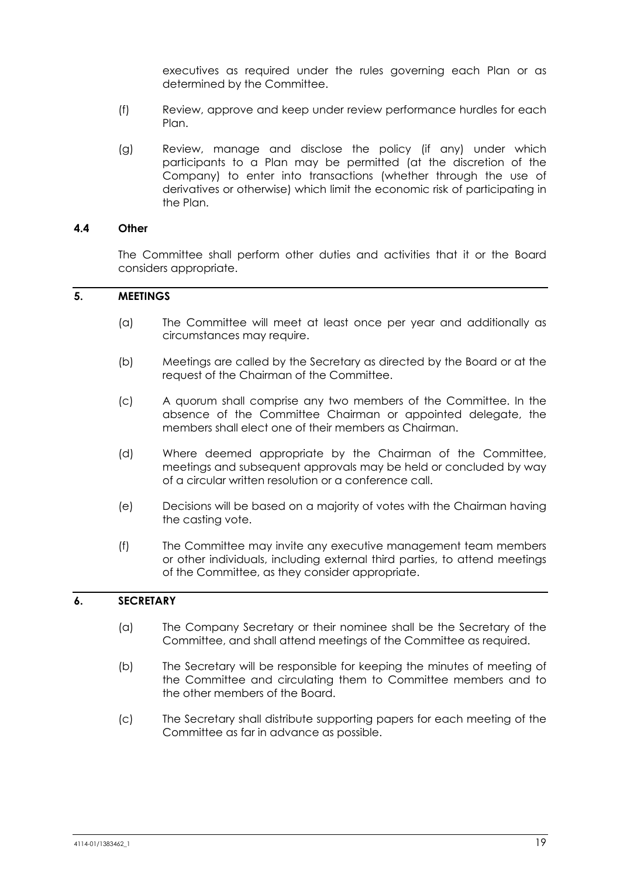executives as required under the rules governing each Plan or as determined by the Committee.

(f) Review, approve and keep under review performance hurdles for each Plan.

(g) Review, manage and disclose the policy (if any) under which participants to a Plan may be permitted (at the discretion of the Company) to enter into transactions (whether through the use of derivatives or otherwise) which limit the economic risk of participating in the Plan.

### 4.4 Other

The Committee shall perform other duties and activities that it or the Board considers appropriate.

## 5. MEETINGS

(a) The Committee will meet at least once per year and additionally as circumstances may require.

(b) Meetings are called by the Secretary as directed by the Board or at the request of the Chairman of the Committee.

(c) A quorum shall comprise any two members of the Committee. In the absence of the Committee Chairman or appointed delegate, the members shall elect one of their members as Chairman.

(d) Where deemed appropriate by the Chairman of the Committee, meetings and subsequent approvals may be held or concluded by way of a circular written resolution or a conference call.

(e) Decisions will be based on a majority of votes with the Chairman having the casting vote.

(f) The Committee may invite any executive management team members or other individuals, including external third parties, to attend meetings of the Committee, as they consider appropriate.

## 6. SECRETARY

(a) The Company Secretary or their nominee shall be the Secretary of the Committee, and shall attend meetings of the Committee as required.

(b) The Secretary will be responsible for keeping the minutes of meeting of the Committee and circulating them to Committee members and to the other members of the Board.

(c) The Secretary shall distribute supporting papers for each meeting of the Committee as far in advance as possible.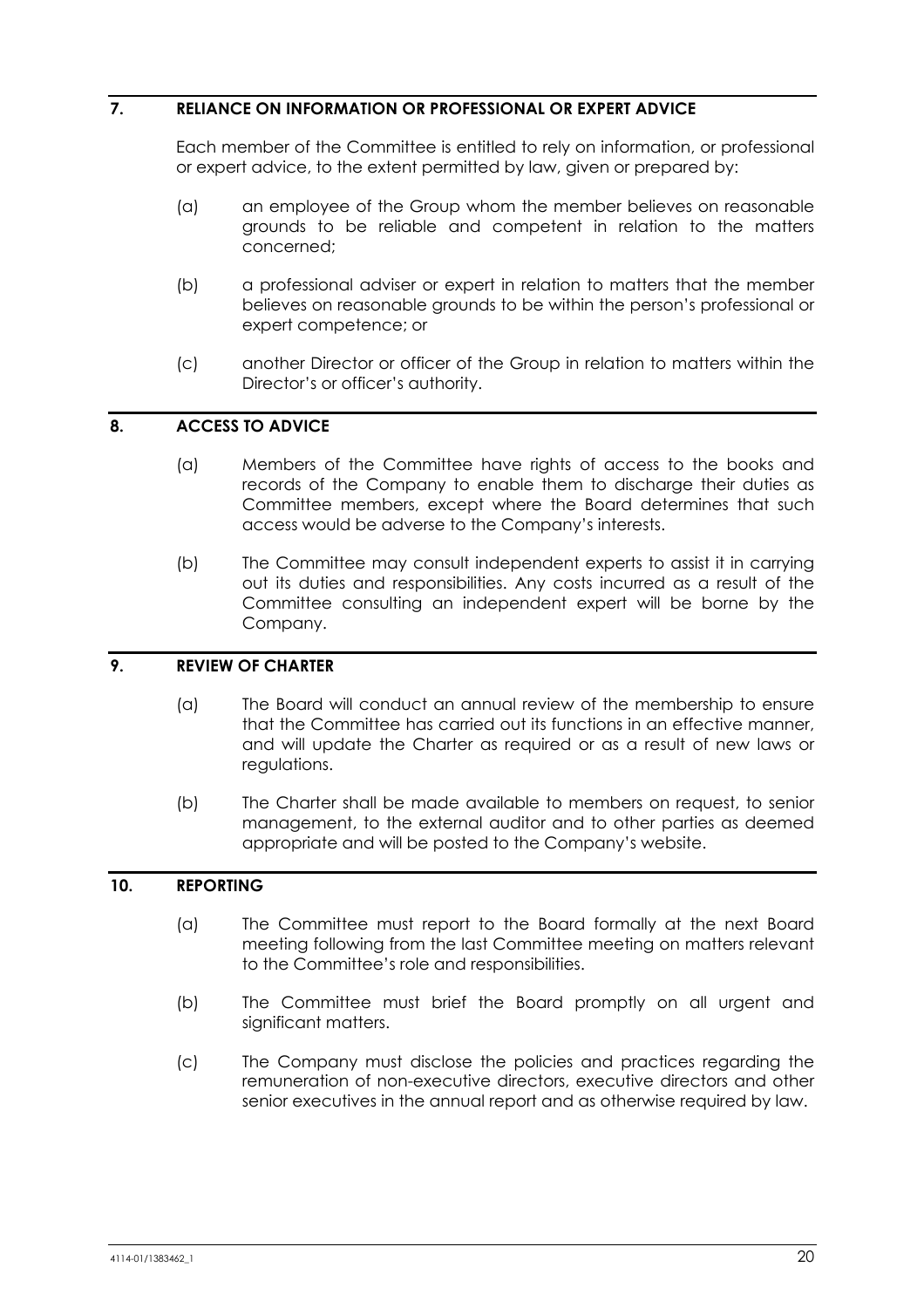## 7. RELIANCE ON INFORMATION OR PROFESSIONAL OR EXPERT ADVICE

Each member of the Committee is entitled to rely on information, or professional or expert advice, to the extent permitted by law, given or prepared by:

(a) an employee of the Group whom the member believes on reasonable grounds to be reliable and competent in relation to the matters concerned;

(b) a professional adviser or expert in relation to matters that the member believes on reasonable grounds to be within the person's professional or expert competence; or

(c) another Director or officer of the Group in relation to matters within the Director's or officer's authority.

## 8. ACCESS TO ADVICE

(a) Members of the Committee have rights of access to the books and records of the Company to enable them to discharge their duties as Committee members, except where the Board determines that such access would be adverse to the Company's interests.

(b) The Committee may consult independent experts to assist it in carrying out its duties and responsibilities. Any costs incurred as a result of the Committee consulting an independent expert will be borne by the Company.

## 9. REVIEW OF CHARTER

(a) The Board will conduct an annual review of the membership to ensure that the Committee has carried out its functions in an effective manner, and will update the Charter as required or as a result of new laws or regulations.

(b) The Charter shall be made available to members on request, to senior management, to the external auditor and to other parties as deemed appropriate and will be posted to the Company's website.

## 10. REPORTING

(a) The Committee must report to the Board formally at the next Board meeting following from the last Committee meeting on matters relevant to the Committee's role and responsibilities.

(b) The Committee must brief the Board promptly on all urgent and significant matters.

(c) The Company must disclose the policies and practices regarding the remuneration of non-executive directors, executive directors and other senior executives in the annual report and as otherwise required by law.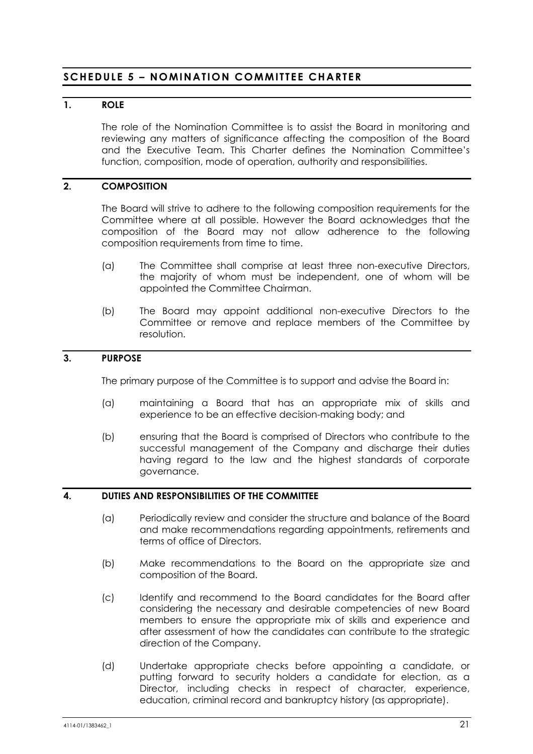## SCHEDULE 5 – NOMINATION COMMITTEE CHARTER

### 1. ROLE

The role of the Nomination Committee is to assist the Board in monitoring and reviewing any matters of significance affecting the composition of the Board and the Executive Team. This Charter defines the Nomination Committee's function, composition, mode of operation, authority and responsibilities.

### 2. COMPOSITION

The Board will strive to adhere to the following composition requirements for the Committee where at all possible. However the Board acknowledges that the composition of the Board may not allow adherence to the following composition requirements from time to time.

(a) The Committee shall comprise at least three non-executive Directors, the majority of whom must be independent, one of whom will be appointed the Committee Chairman.

(b) The Board may appoint additional non-executive Directors to the Committee or remove and replace members of the Committee by resolution.

### 3. PURPOSE

The primary purpose of the Committee is to support and advise the Board in:

(a) maintaining a Board that has an appropriate mix of skills and experience to be an effective decision-making body; and

(b) ensuring that the Board is comprised of Directors who contribute to the successful management of the Company and discharge their duties having regard to the law and the highest standards of corporate governance.

### 4. DUTIES AND RESPONSIBILITIES OF THE COMMITTEE

(a) Periodically review and consider the structure and balance of the Board and make recommendations regarding appointments, retirements and terms of office of Directors.

(b) Make recommendations to the Board on the appropriate size and composition of the Board.

(c) Identify and recommend to the Board candidates for the Board after considering the necessary and desirable competencies of new Board members to ensure the appropriate mix of skills and experience and after assessment of how the candidates can contribute to the strategic direction of the Company.

(d) Undertake appropriate checks before appointing a candidate, or putting forward to security holders a candidate for election, as a Director, including checks in respect of character, experience, education, criminal record and bankruptcy history (as appropriate).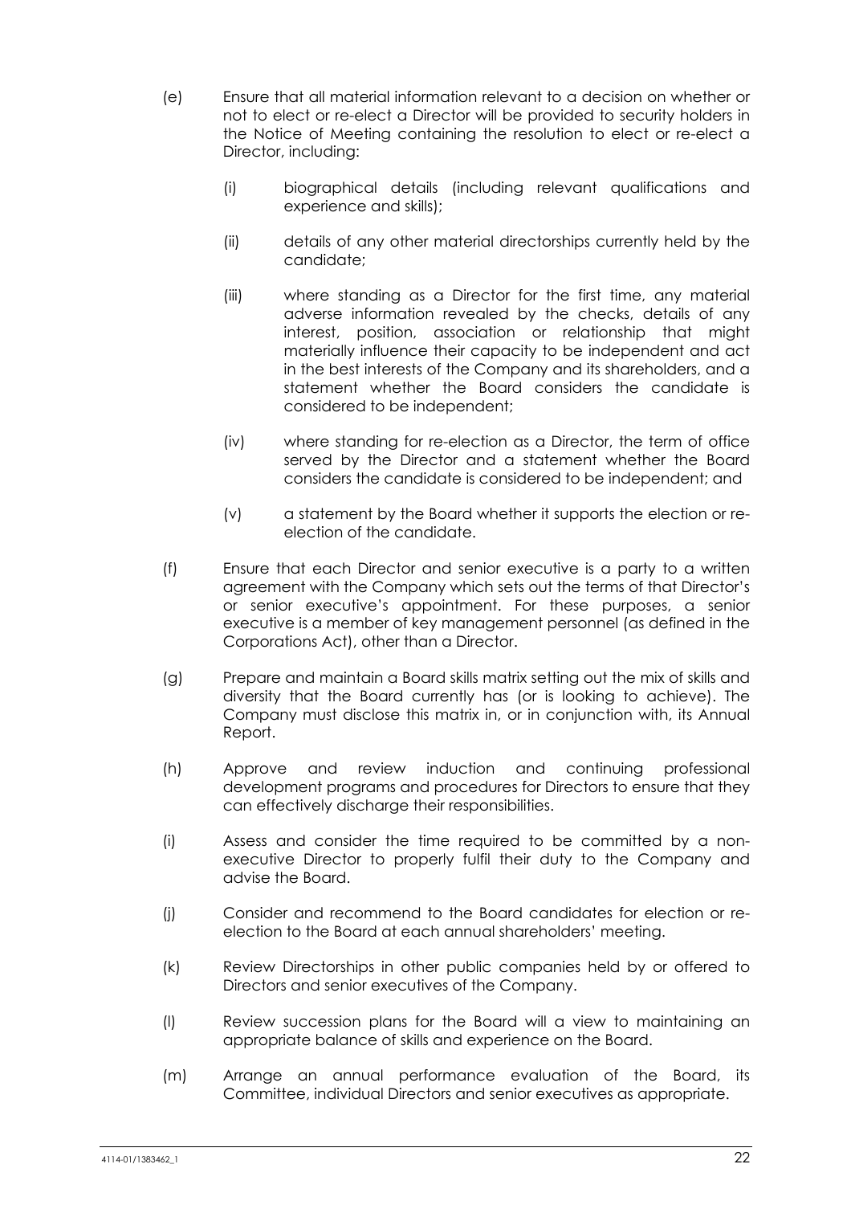(e) Ensure that all material information relevant to a decision on whether or not to elect or re-elect a Director will be provided to security holders in the Notice of Meeting containing the resolution to elect or re-elect a Director, including:

    (i) biographical details (including relevant qualifications and experience and skills);

    (ii) details of any other material directorships currently held by the candidate;

    (iii) where standing as a Director for the first time, any material adverse information revealed by the checks, details of any interest, position, association or relationship that might materially influence their capacity to be independent and act in the best interests of the Company and its shareholders, and a statement whether the Board considers the candidate is considered to be independent;

    (iv) where standing for re-election as a Director, the term of office served by the Director and a statement whether the Board considers the candidate is considered to be independent; and

    (v) a statement by the Board whether it supports the election or re-election of the candidate.

(f) Ensure that each Director and senior executive is a party to a written agreement with the Company which sets out the terms of that Director's or senior executive's appointment. For these purposes, a senior executive is a member of key management personnel (as defined in the Corporations Act), other than a Director.

(g) Prepare and maintain a Board skills matrix setting out the mix of skills and diversity that the Board currently has (or is looking to achieve). The Company must disclose this matrix in, or in conjunction with, its Annual Report.

(h) Approve and review induction and continuing professional development programs and procedures for Directors to ensure that they can effectively discharge their responsibilities.

(i) Assess and consider the time required to be committed by a non-executive Director to properly fulfil their duty to the Company and advise the Board.

(j) Consider and recommend to the Board candidates for election or re-election to the Board at each annual shareholders' meeting.

(k) Review Directorships in other public companies held by or offered to Directors and senior executives of the Company.

(l) Review succession plans for the Board will a view to maintaining an appropriate balance of skills and experience on the Board.

(m) Arrange an annual performance evaluation of the Board, its Committee, individual Directors and senior executives as appropriate.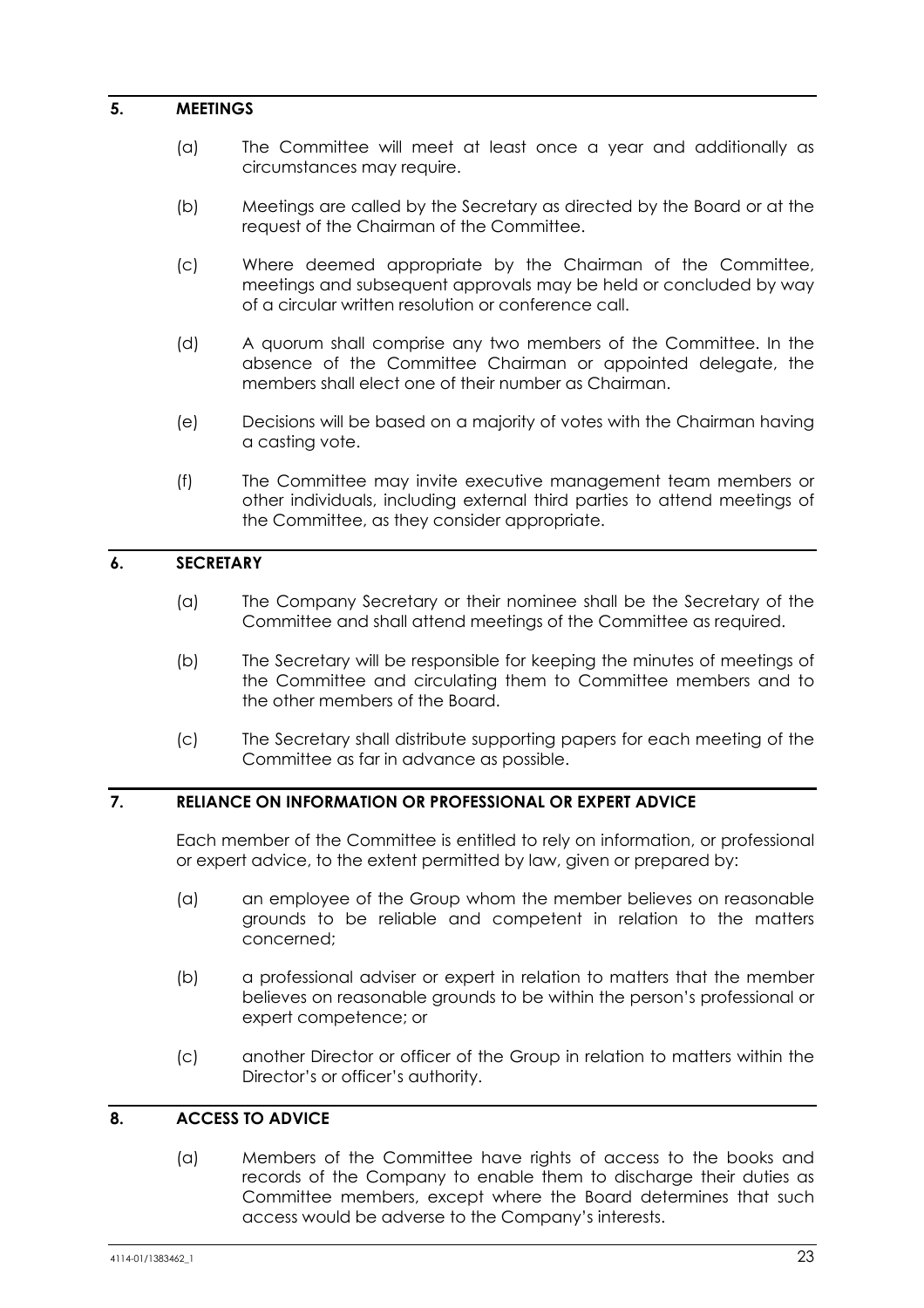## 5. MEETINGS

(a) The Committee will meet at least once a year and additionally as circumstances may require.

(b) Meetings are called by the Secretary as directed by the Board or at the request of the Chairman of the Committee.

(c) Where deemed appropriate by the Chairman of the Committee, meetings and subsequent approvals may be held or concluded by way of a circular written resolution or conference call.

(d) A quorum shall comprise any two members of the Committee. In the absence of the Committee Chairman or appointed delegate, the members shall elect one of their number as Chairman.

(e) Decisions will be based on a majority of votes with the Chairman having a casting vote.

(f) The Committee may invite executive management team members or other individuals, including external third parties to attend meetings of the Committee, as they consider appropriate.

## 6. SECRETARY

(a) The Company Secretary or their nominee shall be the Secretary of the Committee and shall attend meetings of the Committee as required.

(b) The Secretary will be responsible for keeping the minutes of meetings of the Committee and circulating them to Committee members and to the other members of the Board.

(c) The Secretary shall distribute supporting papers for each meeting of the Committee as far in advance as possible.

## 7. RELIANCE ON INFORMATION OR PROFESSIONAL OR EXPERT ADVICE

Each member of the Committee is entitled to rely on information, or professional or expert advice, to the extent permitted by law, given or prepared by:

(a) an employee of the Group whom the member believes on reasonable grounds to be reliable and competent in relation to the matters concerned;

(b) a professional adviser or expert in relation to matters that the member believes on reasonable grounds to be within the person's professional or expert competence; or

(c) another Director or officer of the Group in relation to matters within the Director's or officer's authority.

## 8. ACCESS TO ADVICE

(a) Members of the Committee have rights of access to the books and records of the Company to enable them to discharge their duties as Committee members, except where the Board determines that such access would be adverse to the Company's interests.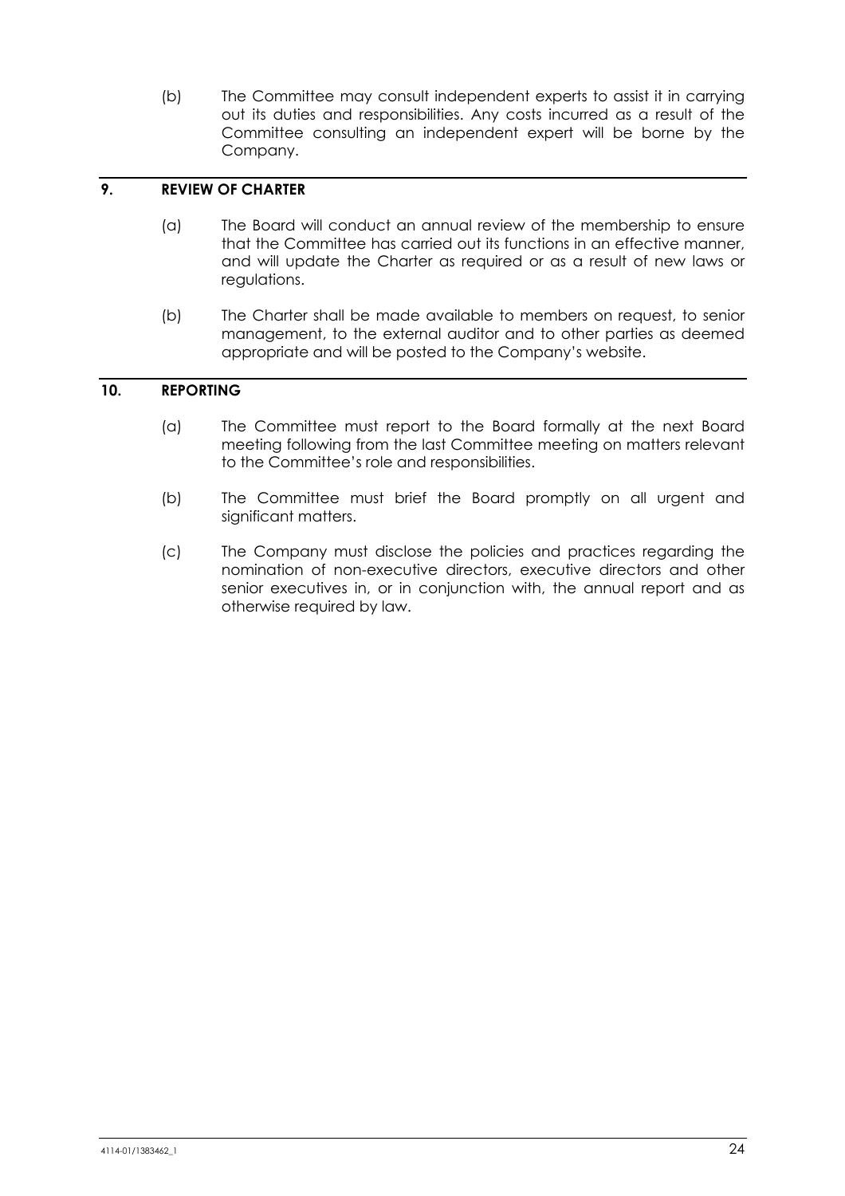(b) The Committee may consult independent experts to assist it in carrying out its duties and responsibilities. Any costs incurred as a result of the Committee consulting an independent expert will be borne by the Company.

## 9. REVIEW OF CHARTER

(a) The Board will conduct an annual review of the membership to ensure that the Committee has carried out its functions in an effective manner, and will update the Charter as required or as a result of new laws or regulations.

(b) The Charter shall be made available to members on request, to senior management, to the external auditor and to other parties as deemed appropriate and will be posted to the Company's website.

## 10. REPORTING

(a) The Committee must report to the Board formally at the next Board meeting following from the last Committee meeting on matters relevant to the Committee's role and responsibilities.

(b) The Committee must brief the Board promptly on all urgent and significant matters.

(c) The Company must disclose the policies and practices regarding the nomination of non-executive directors, executive directors and other senior executives in, or in conjunction with, the annual report and as otherwise required by law.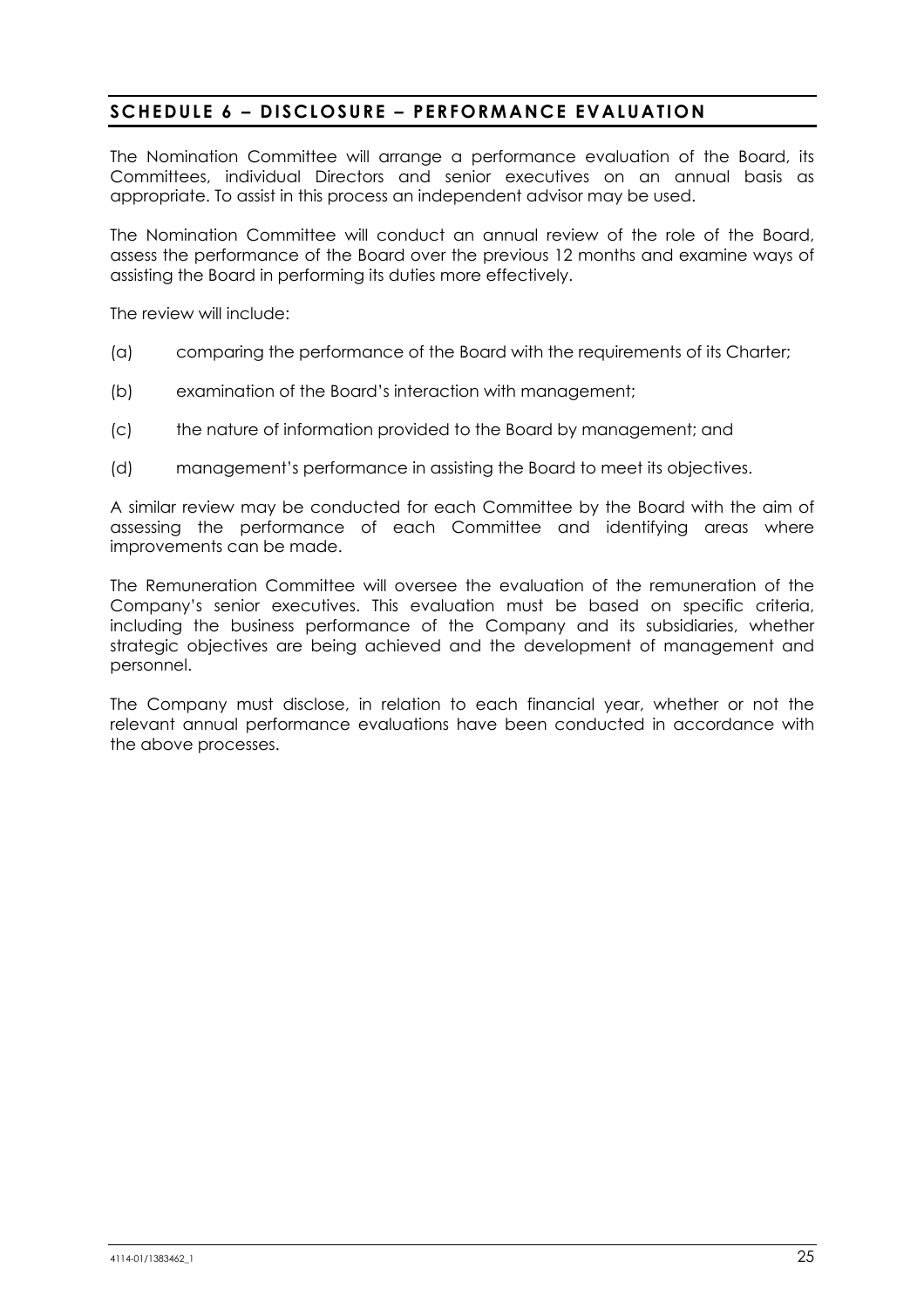## SCHEDULE 6 – DISCLOSURE – PERFORMANCE EVALUATION

The Nomination Committee will arrange a performance evaluation of the Board, its Committees, individual Directors and senior executives on an annual basis as appropriate. To assist in this process an independent advisor may be used.

The Nomination Committee will conduct an annual review of the role of the Board, assess the performance of the Board over the previous 12 months and examine ways of assisting the Board in performing its duties more effectively.

The review will include:

(a) comparing the performance of the Board with the requirements of its Charter;

(b) examination of the Board's interaction with management;

(c) the nature of information provided to the Board by management; and

(d) management's performance in assisting the Board to meet its objectives.

A similar review may be conducted for each Committee by the Board with the aim of assessing the performance of each Committee and identifying areas where improvements can be made.

The Remuneration Committee will oversee the evaluation of the remuneration of the Company's senior executives. This evaluation must be based on specific criteria, including the business performance of the Company and its subsidiaries, whether strategic objectives are being achieved and the development of management and personnel.

The Company must disclose, in relation to each financial year, whether or not the relevant annual performance evaluations have been conducted in accordance with the above processes.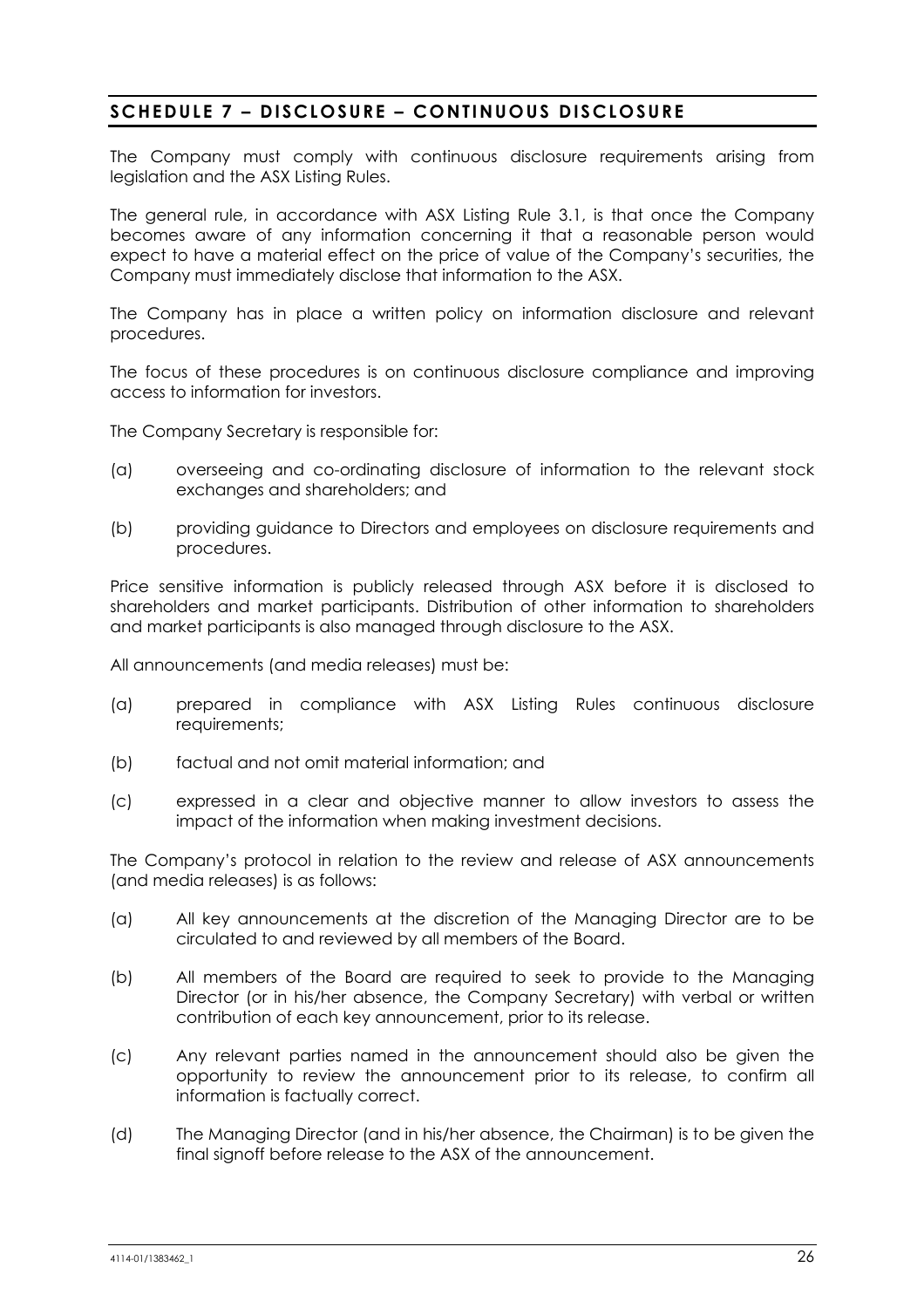## SCHEDULE 7 – DISCLOSURE – CONTINUOUS DISCLOSURE

The Company must comply with continuous disclosure requirements arising from legislation and the ASX Listing Rules.

The general rule, in accordance with ASX Listing Rule 3.1, is that once the Company becomes aware of any information concerning it that a reasonable person would expect to have a material effect on the price of value of the Company's securities, the Company must immediately disclose that information to the ASX.

The Company has in place a written policy on information disclosure and relevant procedures.

The focus of these procedures is on continuous disclosure compliance and improving access to information for investors.

The Company Secretary is responsible for:

(a) overseeing and co-ordinating disclosure of information to the relevant stock exchanges and shareholders; and

(b) providing guidance to Directors and employees on disclosure requirements and procedures.

Price sensitive information is publicly released through ASX before it is disclosed to shareholders and market participants. Distribution of other information to shareholders and market participants is also managed through disclosure to the ASX.

All announcements (and media releases) must be:

(a) prepared in compliance with ASX Listing Rules continuous disclosure requirements;

(b) factual and not omit material information; and

(c) expressed in a clear and objective manner to allow investors to assess the impact of the information when making investment decisions.

The Company's protocol in relation to the review and release of ASX announcements (and media releases) is as follows:

(a) All key announcements at the discretion of the Managing Director are to be circulated to and reviewed by all members of the Board.

(b) All members of the Board are required to seek to provide to the Managing Director (or in his/her absence, the Company Secretary) with verbal or written contribution of each key announcement, prior to its release.

(c) Any relevant parties named in the announcement should also be given the opportunity to review the announcement prior to its release, to confirm all information is factually correct.

(d) The Managing Director (and in his/her absence, the Chairman) is to be given the final signoff before release to the ASX of the announcement.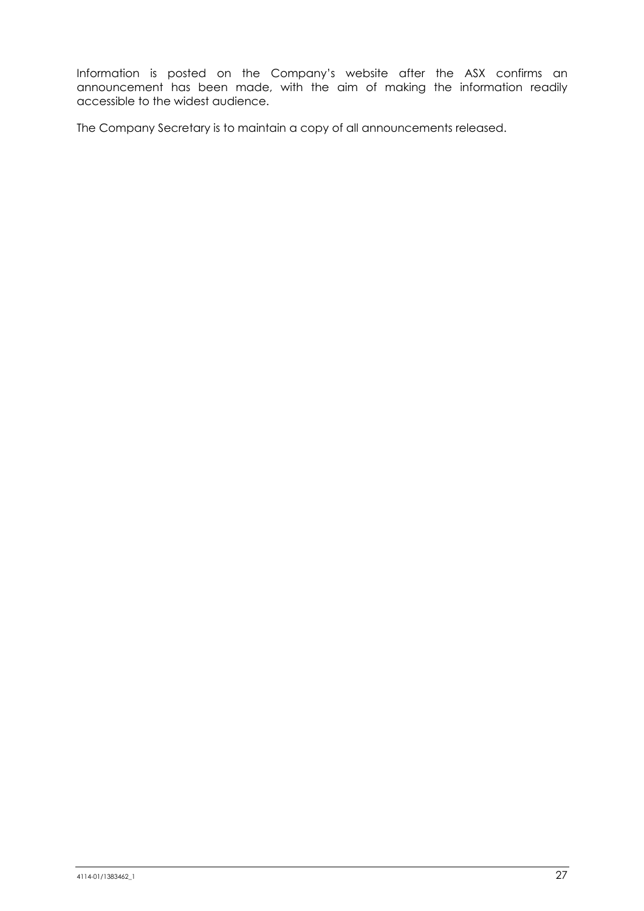Information is posted on the Company's website after the ASX confirms an announcement has been made, with the aim of making the information readily accessible to the widest audience.

The Company Secretary is to maintain a copy of all announcements released.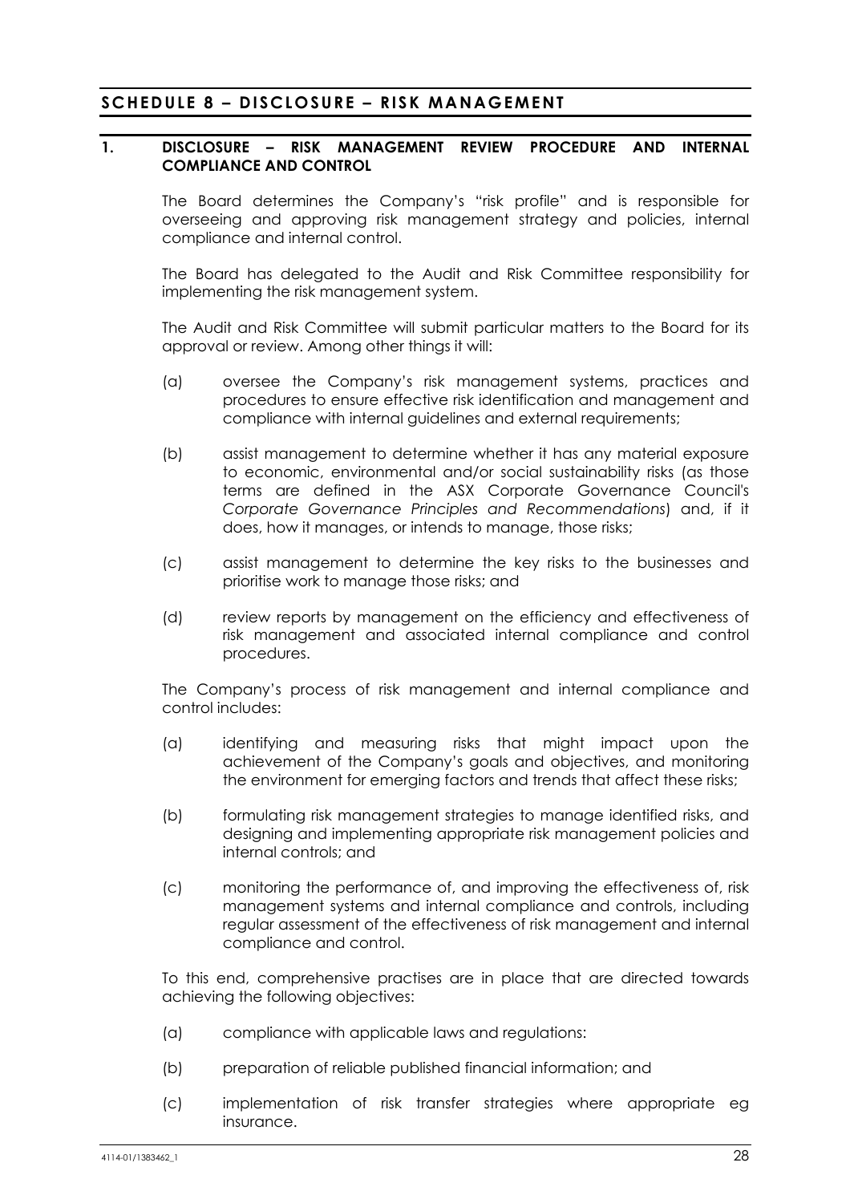## SCHEDULE 8 – DISCLOSURE – RISK MANAGEMENT

### 1. DISCLOSURE – RISK MANAGEMENT REVIEW PROCEDURE AND INTERNAL COMPLIANCE AND CONTROL

The Board determines the Company's "risk profile" and is responsible for overseeing and approving risk management strategy and policies, internal compliance and internal control.

The Board has delegated to the Audit and Risk Committee responsibility for implementing the risk management system.

The Audit and Risk Committee will submit particular matters to the Board for its approval or review. Among other things it will:

(a) oversee the Company's risk management systems, practices and procedures to ensure effective risk identification and management and compliance with internal guidelines and external requirements;

(b) assist management to determine whether it has any material exposure to economic, environmental and/or social sustainability risks (as those terms are defined in the ASX Corporate Governance Council's *Corporate Governance Principles and Recommendations*) and, if it does, how it manages, or intends to manage, those risks;

(c) assist management to determine the key risks to the businesses and prioritise work to manage those risks; and

(d) review reports by management on the efficiency and effectiveness of risk management and associated internal compliance and control procedures.

The Company's process of risk management and internal compliance and control includes:

(a) identifying and measuring risks that might impact upon the achievement of the Company's goals and objectives, and monitoring the environment for emerging factors and trends that affect these risks;

(b) formulating risk management strategies to manage identified risks, and designing and implementing appropriate risk management policies and internal controls; and

(c) monitoring the performance of, and improving the effectiveness of, risk management systems and internal compliance and controls, including regular assessment of the effectiveness of risk management and internal compliance and control.

To this end, comprehensive practises are in place that are directed towards achieving the following objectives:

(a) compliance with applicable laws and regulations:

(b) preparation of reliable published financial information; and

(c) implementation of risk transfer strategies where appropriate eg insurance.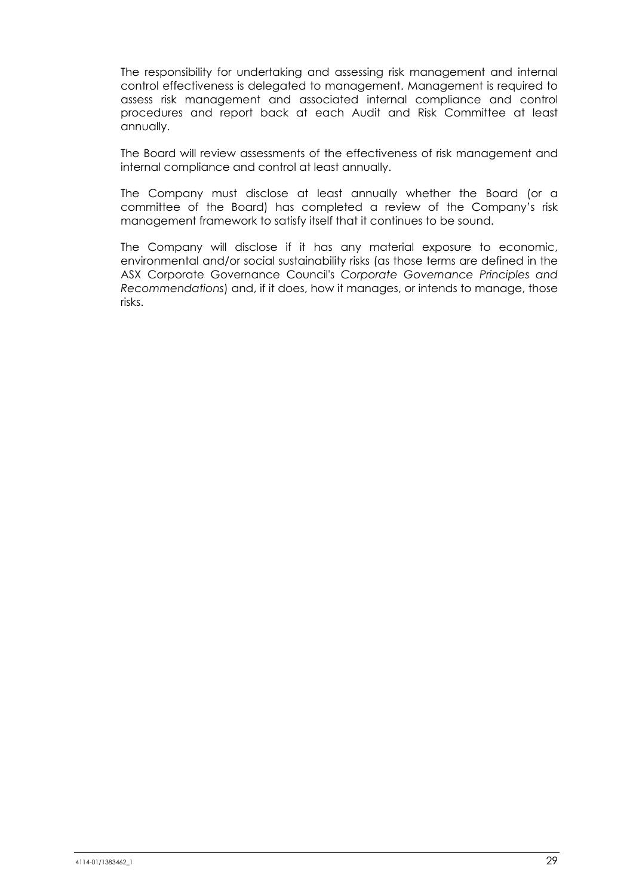The responsibility for undertaking and assessing risk management and internal control effectiveness is delegated to management. Management is required to assess risk management and associated internal compliance and control procedures and report back at each Audit and Risk Committee at least annually.

The Board will review assessments of the effectiveness of risk management and internal compliance and control at least annually.

The Company must disclose at least annually whether the Board (or a committee of the Board) has completed a review of the Company's risk management framework to satisfy itself that it continues to be sound.

The Company will disclose if it has any material exposure to economic, environmental and/or social sustainability risks (as those terms are defined in the ASX Corporate Governance Council's *Corporate Governance Principles and Recommendations*) and, if it does, how it manages, or intends to manage, those risks.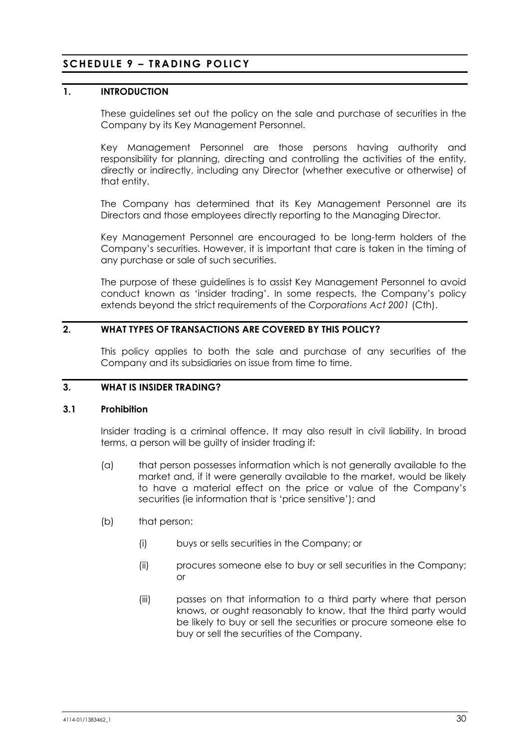# SCHEDULE 9 – TRADING POLICY

## 1. INTRODUCTION

These guidelines set out the policy on the sale and purchase of securities in the Company by its Key Management Personnel.

Key Management Personnel are those persons having authority and responsibility for planning, directing and controlling the activities of the entity, directly or indirectly, including any Director (whether executive or otherwise) of that entity.

The Company has determined that its Key Management Personnel are its Directors and those employees directly reporting to the Managing Director.

Key Management Personnel are encouraged to be long-term holders of the Company's securities. However, it is important that care is taken in the timing of any purchase or sale of such securities.

The purpose of these guidelines is to assist Key Management Personnel to avoid conduct known as 'insider trading'. In some respects, the Company's policy extends beyond the strict requirements of the *Corporations Act 2001* (Cth).

## 2. WHAT TYPES OF TRANSACTIONS ARE COVERED BY THIS POLICY?

This policy applies to both the sale and purchase of any securities of the Company and its subsidiaries on issue from time to time.

## 3. WHAT IS INSIDER TRADING?

### 3.1 Prohibition

Insider trading is a criminal offence. It may also result in civil liability. In broad terms, a person will be guilty of insider trading if:

(a) that person possesses information which is not generally available to the market and, if it were generally available to the market, would be likely to have a material effect on the price or value of the Company's securities (ie information that is 'price sensitive'); and

(b) that person:

   (i) buys or sells securities in the Company; or

   (ii) procures someone else to buy or sell securities in the Company; or

   (iii) passes on that information to a third party where that person knows, or ought reasonably to know, that the third party would be likely to buy or sell the securities or procure someone else to buy or sell the securities of the Company.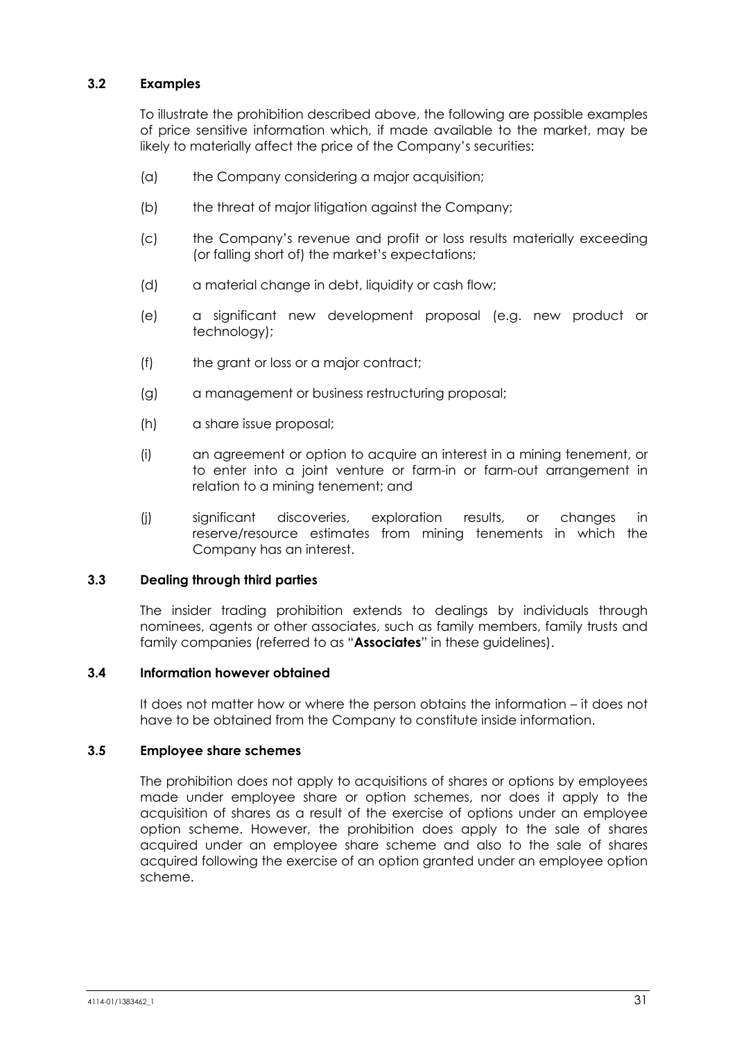### 3.2 Examples

To illustrate the prohibition described above, the following are possible examples of price sensitive information which, if made available to the market, may be likely to materially affect the price of the Company's securities:

(a) the Company considering a major acquisition;

(b) the threat of major litigation against the Company;

(c) the Company's revenue and profit or loss results materially exceeding (or falling short of) the market's expectations;

(d) a material change in debt, liquidity or cash flow;

(e) a significant new development proposal (e.g. new product or technology);

(f) the grant or loss or a major contract;

(g) a management or business restructuring proposal;

(h) a share issue proposal;

(i) an agreement or option to acquire an interest in a mining tenement, or to enter into a joint venture or farm-in or farm-out arrangement in relation to a mining tenement; and

(j) significant discoveries, exploration results, or changes in reserve/resource estimates from mining tenements in which the Company has an interest.

### 3.3 Dealing through third parties

The insider trading prohibition extends to dealings by individuals through nominees, agents or other associates, such as family members, family trusts and family companies (referred to as "**Associates**" in these guidelines).

### 3.4 Information however obtained

It does not matter how or where the person obtains the information – it does not have to be obtained from the Company to constitute inside information.

### 3.5 Employee share schemes

The prohibition does not apply to acquisitions of shares or options by employees made under employee share or option schemes, nor does it apply to the acquisition of shares as a result of the exercise of options under an employee option scheme. However, the prohibition does apply to the sale of shares acquired under an employee share scheme and also to the sale of shares acquired following the exercise of an option granted under an employee option scheme.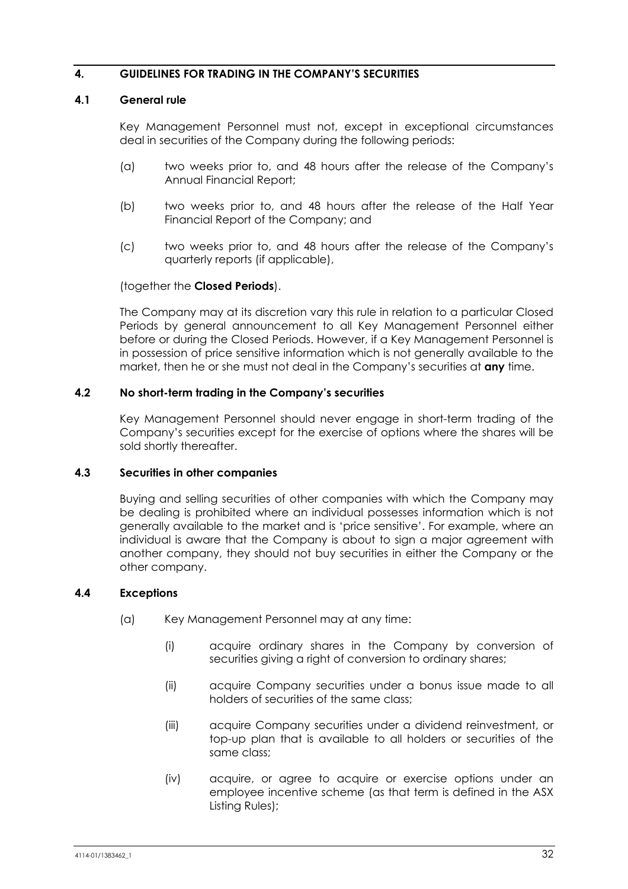## 4. GUIDELINES FOR TRADING IN THE COMPANY'S SECURITIES

### 4.1 General rule

Key Management Personnel must not, except in exceptional circumstances deal in securities of the Company during the following periods:

(a) two weeks prior to, and 48 hours after the release of the Company's Annual Financial Report;

(b) two weeks prior to, and 48 hours after the release of the Half Year Financial Report of the Company; and

(c) two weeks prior to, and 48 hours after the release of the Company's quarterly reports (if applicable),

(together the **Closed Periods**).

The Company may at its discretion vary this rule in relation to a particular Closed Periods by general announcement to all Key Management Personnel either before or during the Closed Periods. However, if a Key Management Personnel is in possession of price sensitive information which is not generally available to the market, then he or she must not deal in the Company's securities at **any** time.

### 4.2 No short-term trading in the Company's securities

Key Management Personnel should never engage in short-term trading of the Company's securities except for the exercise of options where the shares will be sold shortly thereafter.

### 4.3 Securities in other companies

Buying and selling securities of other companies with which the Company may be dealing is prohibited where an individual possesses information which is not generally available to the market and is 'price sensitive'. For example, where an individual is aware that the Company is about to sign a major agreement with another company, they should not buy securities in either the Company or the other company.

### 4.4 Exceptions

(a) Key Management Personnel may at any time:

(i) acquire ordinary shares in the Company by conversion of securities giving a right of conversion to ordinary shares;

(ii) acquire Company securities under a bonus issue made to all holders of securities of the same class;

(iii) acquire Company securities under a dividend reinvestment, or top-up plan that is available to all holders or securities of the same class;

(iv) acquire, or agree to acquire or exercise options under an employee incentive scheme (as that term is defined in the ASX Listing Rules);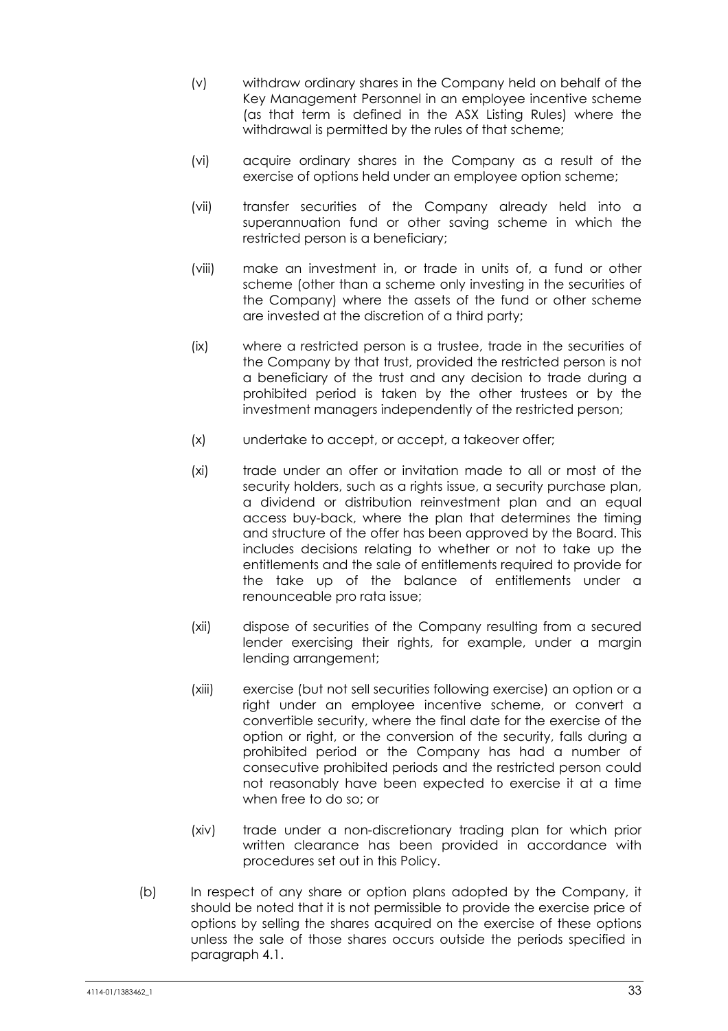(v) withdraw ordinary shares in the Company held on behalf of the Key Management Personnel in an employee incentive scheme (as that term is defined in the ASX Listing Rules) where the withdrawal is permitted by the rules of that scheme;

(vi) acquire ordinary shares in the Company as a result of the exercise of options held under an employee option scheme;

(vii) transfer securities of the Company already held into a superannuation fund or other saving scheme in which the restricted person is a beneficiary;

(viii) make an investment in, or trade in units of, a fund or other scheme (other than a scheme only investing in the securities of the Company) where the assets of the fund or other scheme are invested at the discretion of a third party;

(ix) where a restricted person is a trustee, trade in the securities of the Company by that trust, provided the restricted person is not a beneficiary of the trust and any decision to trade during a prohibited period is taken by the other trustees or by the investment managers independently of the restricted person;

(x) undertake to accept, or accept, a takeover offer;

(xi) trade under an offer or invitation made to all or most of the security holders, such as a rights issue, a security purchase plan, a dividend or distribution reinvestment plan and an equal access buy-back, where the plan that determines the timing and structure of the offer has been approved by the Board. This includes decisions relating to whether or not to take up the entitlements and the sale of entitlements required to provide for the take up of the balance of entitlements under a renounceable pro rata issue;

(xii) dispose of securities of the Company resulting from a secured lender exercising their rights, for example, under a margin lending arrangement;

(xiii) exercise (but not sell securities following exercise) an option or a right under an employee incentive scheme, or convert a convertible security, where the final date for the exercise of the option or right, or the conversion of the security, falls during a prohibited period or the Company has had a number of consecutive prohibited periods and the restricted person could not reasonably have been expected to exercise it at a time when free to do so; or

(xiv) trade under a non-discretionary trading plan for which prior written clearance has been provided in accordance with procedures set out in this Policy.

(b) In respect of any share or option plans adopted by the Company, it should be noted that it is not permissible to provide the exercise price of options by selling the shares acquired on the exercise of these options unless the sale of those shares occurs outside the periods specified in paragraph 4.1.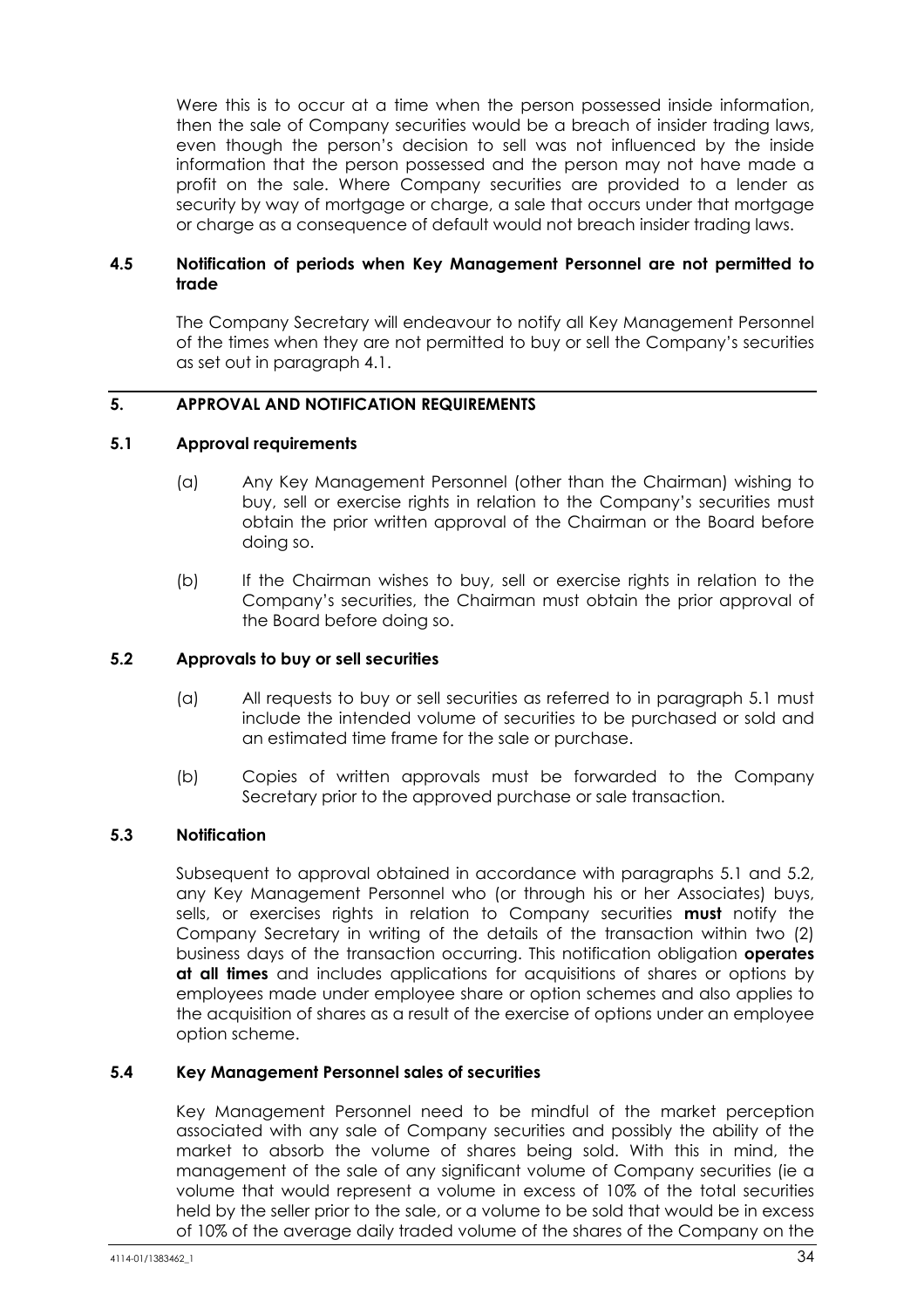Were this is to occur at a time when the person possessed inside information, then the sale of Company securities would be a breach of insider trading laws, even though the person's decision to sell was not influenced by the inside information that the person possessed and the person may not have made a profit on the sale. Where Company securities are provided to a lender as security by way of mortgage or charge, a sale that occurs under that mortgage or charge as a consequence of default would not breach insider trading laws.

### 4.5 Notification of periods when Key Management Personnel are not permitted to trade

The Company Secretary will endeavour to notify all Key Management Personnel of the times when they are not permitted to buy or sell the Company's securities as set out in paragraph 4.1.

## 5. APPROVAL AND NOTIFICATION REQUIREMENTS

### 5.1 Approval requirements

(a) Any Key Management Personnel (other than the Chairman) wishing to buy, sell or exercise rights in relation to the Company's securities must obtain the prior written approval of the Chairman or the Board before doing so.

(b) If the Chairman wishes to buy, sell or exercise rights in relation to the Company's securities, the Chairman must obtain the prior approval of the Board before doing so.

### 5.2 Approvals to buy or sell securities

(a) All requests to buy or sell securities as referred to in paragraph 5.1 must include the intended volume of securities to be purchased or sold and an estimated time frame for the sale or purchase.

(b) Copies of written approvals must be forwarded to the Company Secretary prior to the approved purchase or sale transaction.

### 5.3 Notification

Subsequent to approval obtained in accordance with paragraphs 5.1 and 5.2, any Key Management Personnel who (or through his or her Associates) buys, sells, or exercises rights in relation to Company securities **must** notify the Company Secretary in writing of the details of the transaction within two (2) business days of the transaction occurring. This notification obligation **operates at all times** and includes applications for acquisitions of shares or options by employees made under employee share or option schemes and also applies to the acquisition of shares as a result of the exercise of options under an employee option scheme.

### 5.4 Key Management Personnel sales of securities

Key Management Personnel need to be mindful of the market perception associated with any sale of Company securities and possibly the ability of the market to absorb the volume of shares being sold. With this in mind, the management of the sale of any significant volume of Company securities (ie a volume that would represent a volume in excess of 10% of the total securities held by the seller prior to the sale, or a volume to be sold that would be in excess of 10% of the average daily traded volume of the shares of the Company on the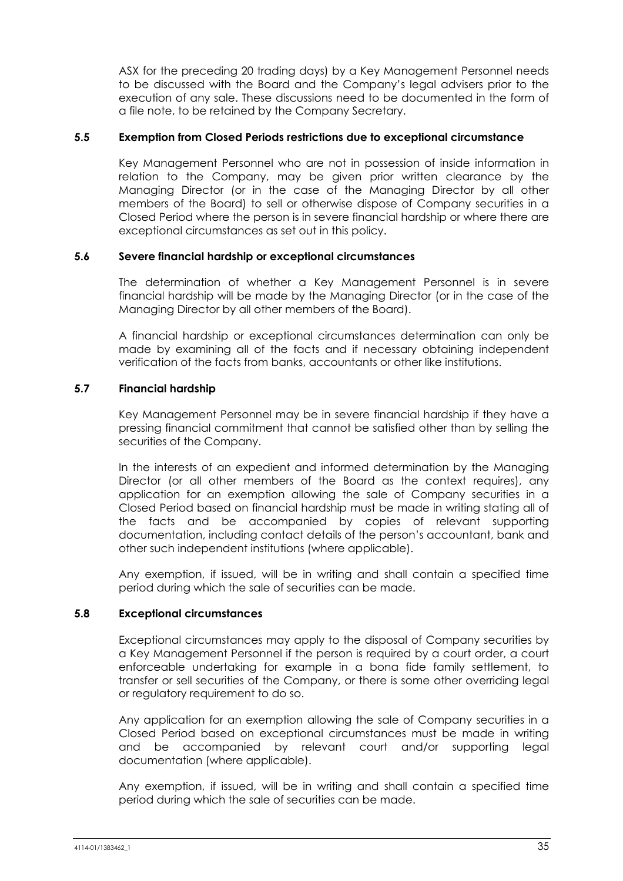ASX for the preceding 20 trading days) by a Key Management Personnel needs to be discussed with the Board and the Company's legal advisers prior to the execution of any sale. These discussions need to be documented in the form of a file note, to be retained by the Company Secretary.

### 5.5 Exemption from Closed Periods restrictions due to exceptional circumstance

Key Management Personnel who are not in possession of inside information in relation to the Company, may be given prior written clearance by the Managing Director (or in the case of the Managing Director by all other members of the Board) to sell or otherwise dispose of Company securities in a Closed Period where the person is in severe financial hardship or where there are exceptional circumstances as set out in this policy.

### 5.6 Severe financial hardship or exceptional circumstances

The determination of whether a Key Management Personnel is in severe financial hardship will be made by the Managing Director (or in the case of the Managing Director by all other members of the Board).

A financial hardship or exceptional circumstances determination can only be made by examining all of the facts and if necessary obtaining independent verification of the facts from banks, accountants or other like institutions.

### 5.7 Financial hardship

Key Management Personnel may be in severe financial hardship if they have a pressing financial commitment that cannot be satisfied other than by selling the securities of the Company.

In the interests of an expedient and informed determination by the Managing Director (or all other members of the Board as the context requires), any application for an exemption allowing the sale of Company securities in a Closed Period based on financial hardship must be made in writing stating all of the facts and be accompanied by copies of relevant supporting documentation, including contact details of the person's accountant, bank and other such independent institutions (where applicable).

Any exemption, if issued, will be in writing and shall contain a specified time period during which the sale of securities can be made.

### 5.8 Exceptional circumstances

Exceptional circumstances may apply to the disposal of Company securities by a Key Management Personnel if the person is required by a court order, a court enforceable undertaking for example in a bona fide family settlement, to transfer or sell securities of the Company, or there is some other overriding legal or regulatory requirement to do so.

Any application for an exemption allowing the sale of Company securities in a Closed Period based on exceptional circumstances must be made in writing and be accompanied by relevant court and/or supporting legal documentation (where applicable).

Any exemption, if issued, will be in writing and shall contain a specified time period during which the sale of securities can be made.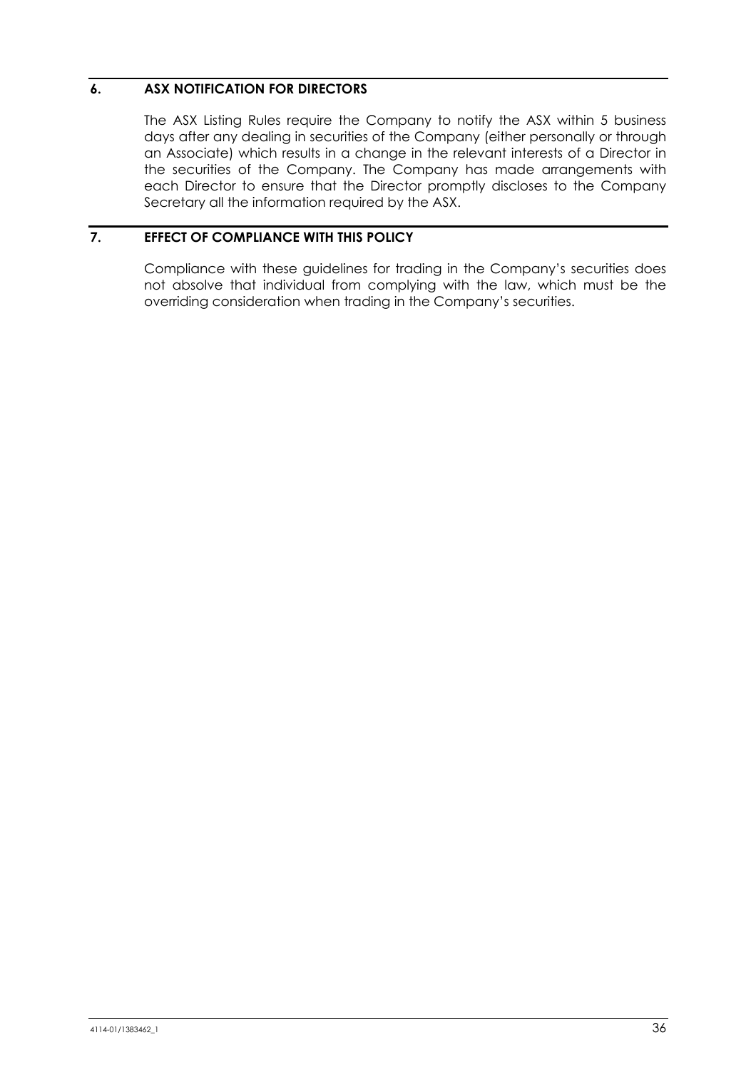## 6. ASX NOTIFICATION FOR DIRECTORS

The ASX Listing Rules require the Company to notify the ASX within 5 business days after any dealing in securities of the Company (either personally or through an Associate) which results in a change in the relevant interests of a Director in the securities of the Company. The Company has made arrangements with each Director to ensure that the Director promptly discloses to the Company Secretary all the information required by the ASX.

## 7. EFFECT OF COMPLIANCE WITH THIS POLICY

Compliance with these guidelines for trading in the Company's securities does not absolve that individual from complying with the law, which must be the overriding consideration when trading in the Company's securities.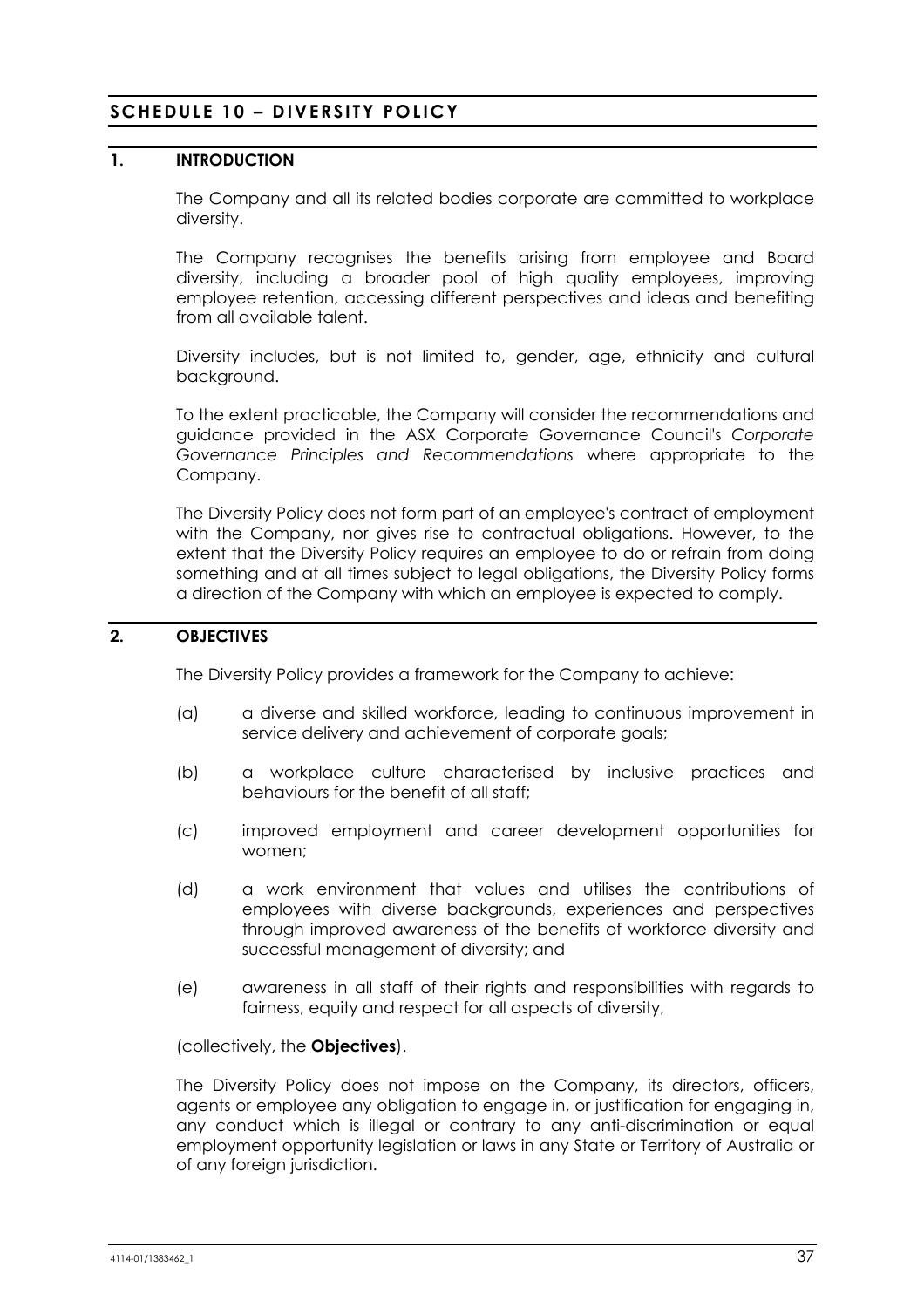# SCHEDULE 10 – DIVERSITY POLICY

## 1. INTRODUCTION

The Company and all its related bodies corporate are committed to workplace diversity.

The Company recognises the benefits arising from employee and Board diversity, including a broader pool of high quality employees, improving employee retention, accessing different perspectives and ideas and benefiting from all available talent.

Diversity includes, but is not limited to, gender, age, ethnicity and cultural background.

To the extent practicable, the Company will consider the recommendations and guidance provided in the ASX Corporate Governance Council's *Corporate Governance Principles and Recommendations* where appropriate to the Company.

The Diversity Policy does not form part of an employee's contract of employment with the Company, nor gives rise to contractual obligations. However, to the extent that the Diversity Policy requires an employee to do or refrain from doing something and at all times subject to legal obligations, the Diversity Policy forms a direction of the Company with which an employee is expected to comply.

## 2. OBJECTIVES

The Diversity Policy provides a framework for the Company to achieve:

(a) a diverse and skilled workforce, leading to continuous improvement in service delivery and achievement of corporate goals;

(b) a workplace culture characterised by inclusive practices and behaviours for the benefit of all staff;

(c) improved employment and career development opportunities for women;

(d) a work environment that values and utilises the contributions of employees with diverse backgrounds, experiences and perspectives through improved awareness of the benefits of workforce diversity and successful management of diversity; and

(e) awareness in all staff of their rights and responsibilities with regards to fairness, equity and respect for all aspects of diversity,

(collectively, the **Objectives**).

The Diversity Policy does not impose on the Company, its directors, officers, agents or employee any obligation to engage in, or justification for engaging in, any conduct which is illegal or contrary to any anti-discrimination or equal employment opportunity legislation or laws in any State or Territory of Australia or of any foreign jurisdiction.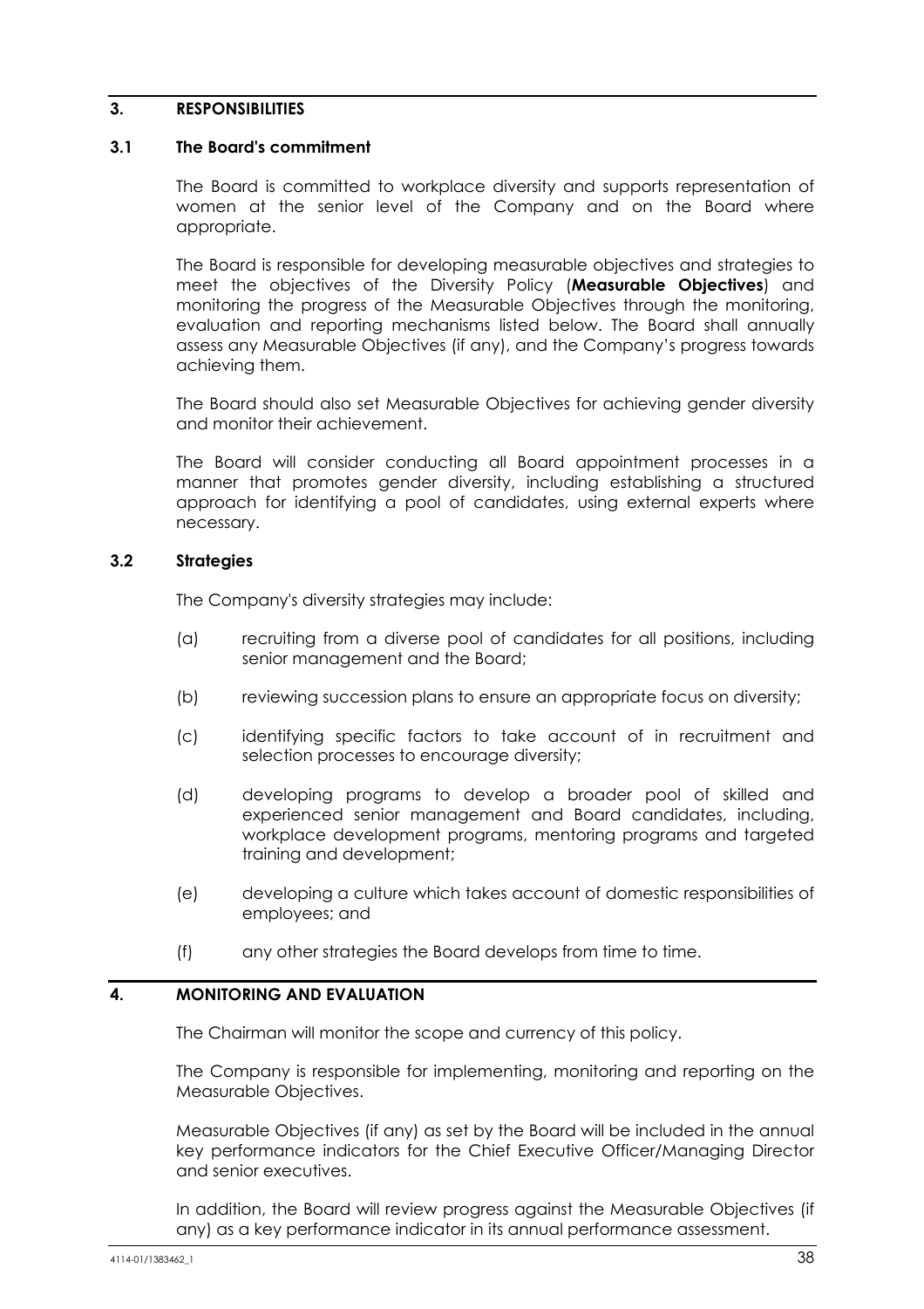## 3. RESPONSIBILITIES

### 3.1 The Board's commitment

The Board is committed to workplace diversity and supports representation of women at the senior level of the Company and on the Board where appropriate.

The Board is responsible for developing measurable objectives and strategies to meet the objectives of the Diversity Policy (**Measurable Objectives**) and monitoring the progress of the Measurable Objectives through the monitoring, evaluation and reporting mechanisms listed below. The Board shall annually assess any Measurable Objectives (if any), and the Company's progress towards achieving them.

The Board should also set Measurable Objectives for achieving gender diversity and monitor their achievement.

The Board will consider conducting all Board appointment processes in a manner that promotes gender diversity, including establishing a structured approach for identifying a pool of candidates, using external experts where necessary.

### 3.2 Strategies

The Company's diversity strategies may include:

(a) recruiting from a diverse pool of candidates for all positions, including senior management and the Board;

(b) reviewing succession plans to ensure an appropriate focus on diversity;

(c) identifying specific factors to take account of in recruitment and selection processes to encourage diversity;

(d) developing programs to develop a broader pool of skilled and experienced senior management and Board candidates, including, workplace development programs, mentoring programs and targeted training and development;

(e) developing a culture which takes account of domestic responsibilities of employees; and

(f) any other strategies the Board develops from time to time.

## 4. MONITORING AND EVALUATION

The Chairman will monitor the scope and currency of this policy.

The Company is responsible for implementing, monitoring and reporting on the Measurable Objectives.

Measurable Objectives (if any) as set by the Board will be included in the annual key performance indicators for the Chief Executive Officer/Managing Director and senior executives.

In addition, the Board will review progress against the Measurable Objectives (if any) as a key performance indicator in its annual performance assessment.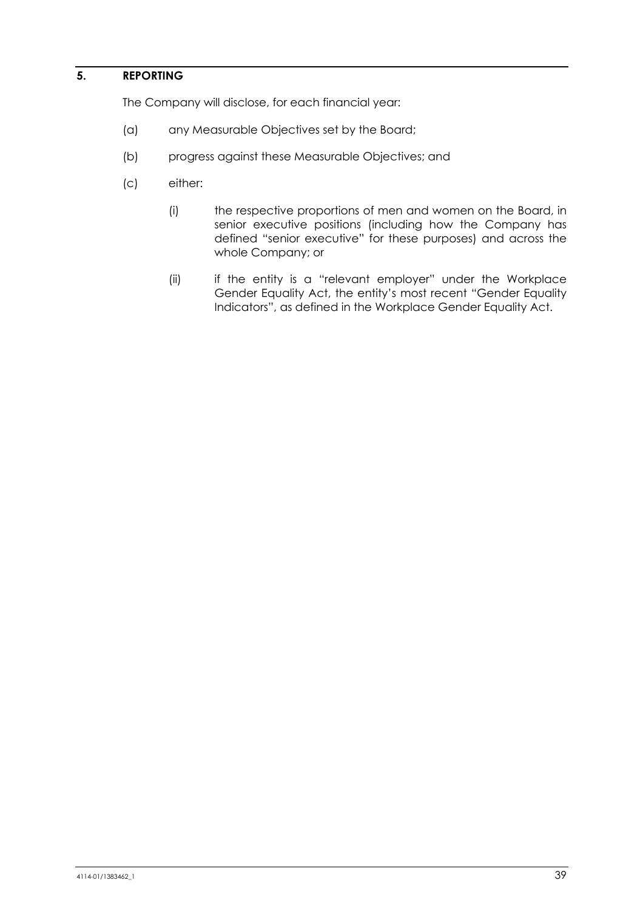## 5. REPORTING

The Company will disclose, for each financial year:

(a) any Measurable Objectives set by the Board;

(b) progress against these Measurable Objectives; and

(c) either:

  (i) the respective proportions of men and women on the Board, in senior executive positions (including how the Company has defined "senior executive" for these purposes) and across the whole Company; or

  (ii) if the entity is a "relevant employer" under the Workplace Gender Equality Act, the entity's most recent "Gender Equality Indicators", as defined in the Workplace Gender Equality Act.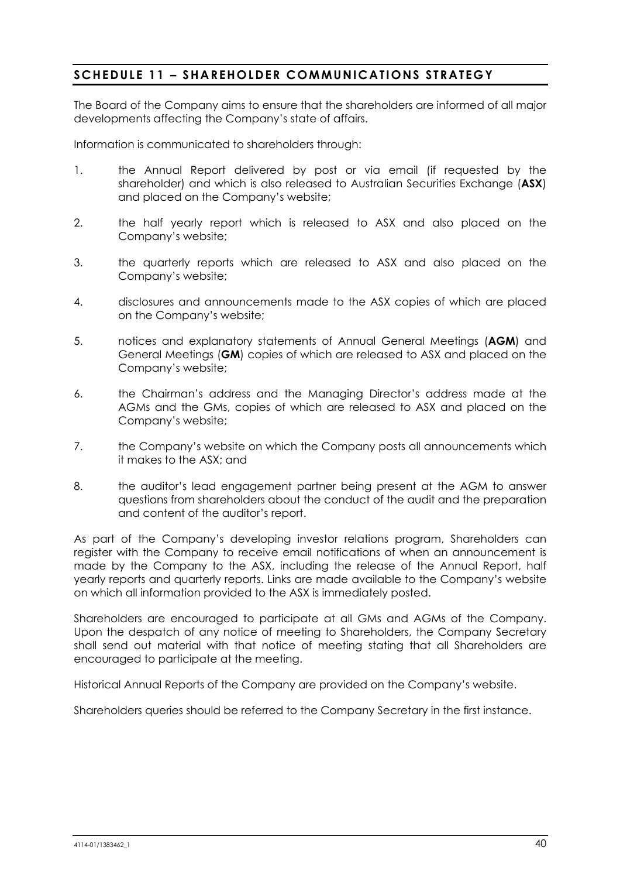## SCHEDULE 11 – SHAREHOLDER COMMUNICATIONS STRATEGY

The Board of the Company aims to ensure that the shareholders are informed of all major developments affecting the Company's state of affairs.

Information is communicated to shareholders through:

1. the Annual Report delivered by post or via email (if requested by the shareholder) and which is also released to Australian Securities Exchange (**ASX**) and placed on the Company's website;
2. the half yearly report which is released to ASX and also placed on the Company's website;
3. the quarterly reports which are released to ASX and also placed on the Company's website;
4. disclosures and announcements made to the ASX copies of which are placed on the Company's website;
5. notices and explanatory statements of Annual General Meetings (**AGM**) and General Meetings (**GM**) copies of which are released to ASX and placed on the Company's website;
6. the Chairman's address and the Managing Director's address made at the AGMs and the GMs, copies of which are released to ASX and placed on the Company's website;
7. the Company's website on which the Company posts all announcements which it makes to the ASX; and
8. the auditor's lead engagement partner being present at the AGM to answer questions from shareholders about the conduct of the audit and the preparation and content of the auditor's report.

As part of the Company's developing investor relations program, Shareholders can register with the Company to receive email notifications of when an announcement is made by the Company to the ASX, including the release of the Annual Report, half yearly reports and quarterly reports. Links are made available to the Company's website on which all information provided to the ASX is immediately posted.

Shareholders are encouraged to participate at all GMs and AGMs of the Company. Upon the despatch of any notice of meeting to Shareholders, the Company Secretary shall send out material with that notice of meeting stating that all Shareholders are encouraged to participate at the meeting.

Historical Annual Reports of the Company are provided on the Company's website.

Shareholders queries should be referred to the Company Secretary in the first instance.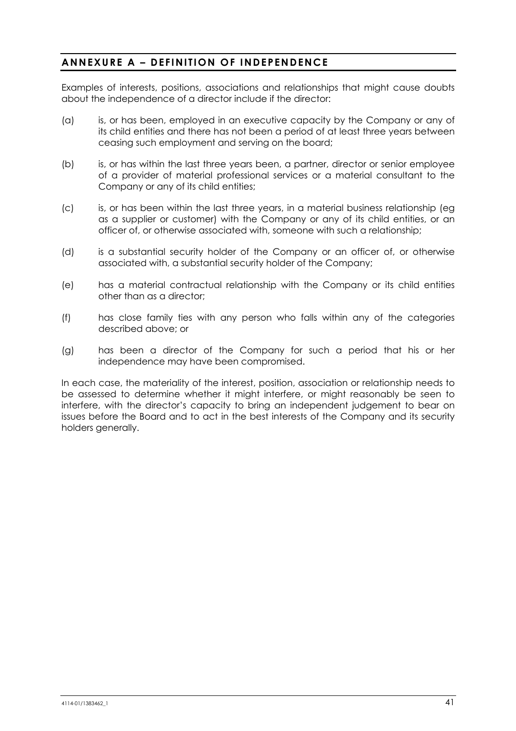## ANNEXURE A – DEFINITION OF INDEPENDENCE

Examples of interests, positions, associations and relationships that might cause doubts about the independence of a director include if the director:

(a) is, or has been, employed in an executive capacity by the Company or any of its child entities and there has not been a period of at least three years between ceasing such employment and serving on the board;

(b) is, or has within the last three years been, a partner, director or senior employee of a provider of material professional services or a material consultant to the Company or any of its child entities;

(c) is, or has been within the last three years, in a material business relationship (eg as a supplier or customer) with the Company or any of its child entities, or an officer of, or otherwise associated with, someone with such a relationship;

(d) is a substantial security holder of the Company or an officer of, or otherwise associated with, a substantial security holder of the Company;

(e) has a material contractual relationship with the Company or its child entities other than as a director;

(f) has close family ties with any person who falls within any of the categories described above; or

(g) has been a director of the Company for such a period that his or her independence may have been compromised.

In each case, the materiality of the interest, position, association or relationship needs to be assessed to determine whether it might interfere, or might reasonably be seen to interfere, with the director's capacity to bring an independent judgement to bear on issues before the Board and to act in the best interests of the Company and its security holders generally.